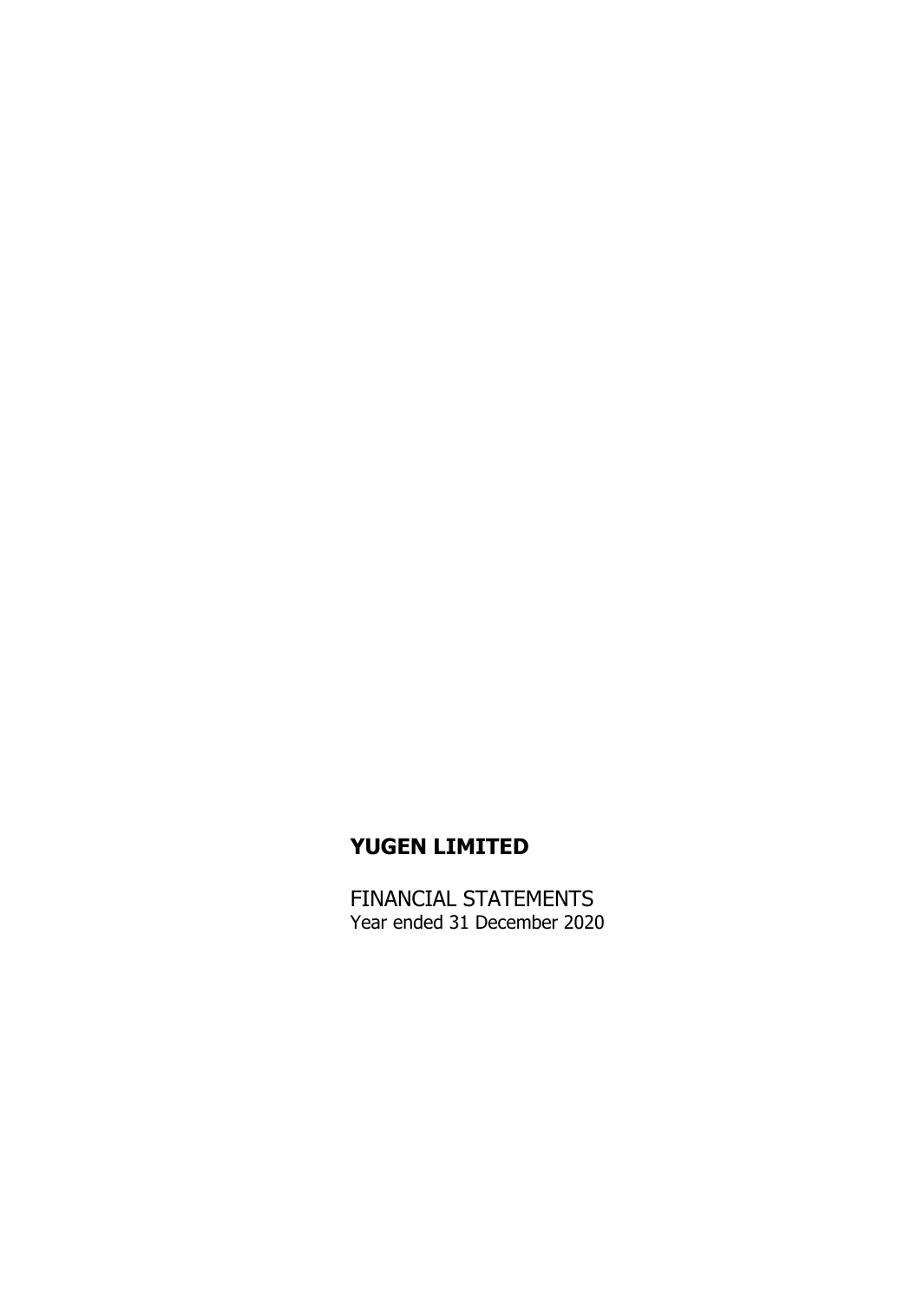# YUGEN LIMITED

FINANCIAL STATEMENTS
Year ended 31 December 2020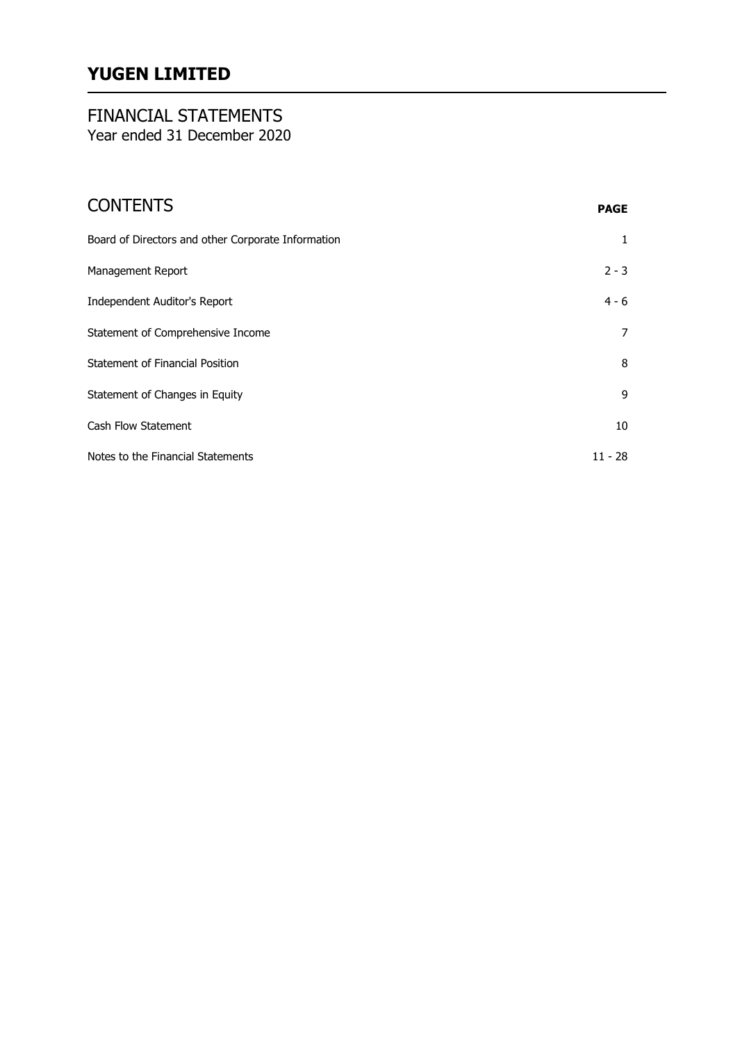# YUGEN LIMITED

## FINANCIAL STATEMENTS
Year ended 31 December 2020

## CONTENTS

| | PAGE |
|---|---|
| Board of Directors and other Corporate Information | 1 |
| Management Report | 2 - 3 |
| Independent Auditor's Report | 4 - 6 |
| Statement of Comprehensive Income | 7 |
| Statement of Financial Position | 8 |
| Statement of Changes in Equity | 9 |
| Cash Flow Statement | 10 |
| Notes to the Financial Statements | 11 - 28 |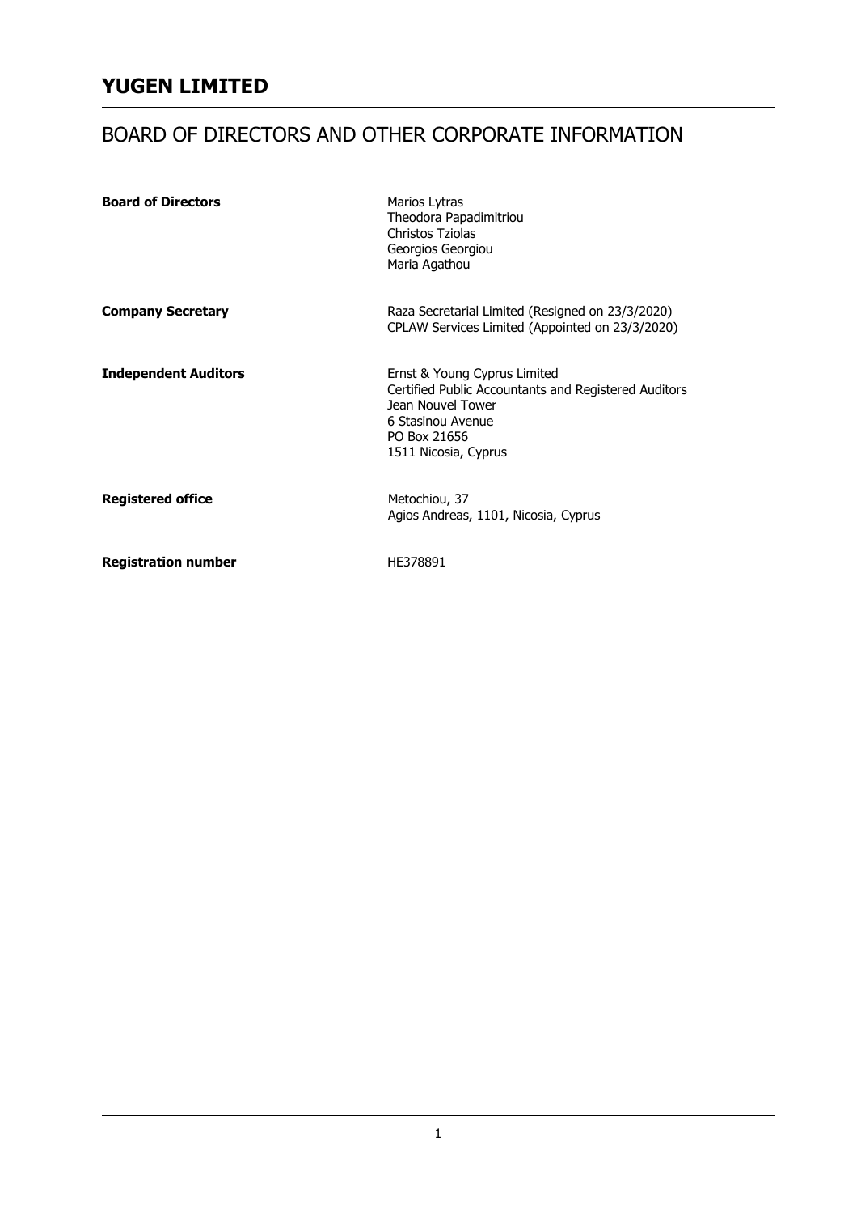# YUGEN LIMITED

## BOARD OF DIRECTORS AND OTHER CORPORATE INFORMATION

| | |
|---|---|
| **Board of Directors** | Marios Lytras<br>Theodora Papadimitriou<br>Christos Tziolas<br>Georgios Georgiou<br>Maria Agathou |
| **Company Secretary** | Raza Secretarial Limited (Resigned on 23/3/2020)<br>CPLAW Services Limited (Appointed on 23/3/2020) |
| **Independent Auditors** | Ernst & Young Cyprus Limited<br>Certified Public Accountants and Registered Auditors<br>Jean Nouvel Tower<br>6 Stasinou Avenue<br>PO Box 21656<br>1511 Nicosia, Cyprus |
| **Registered office** | Metochiou, 37<br>Agios Andreas, 1101, Nicosia, Cyprus |
| **Registration number** | HE378891 |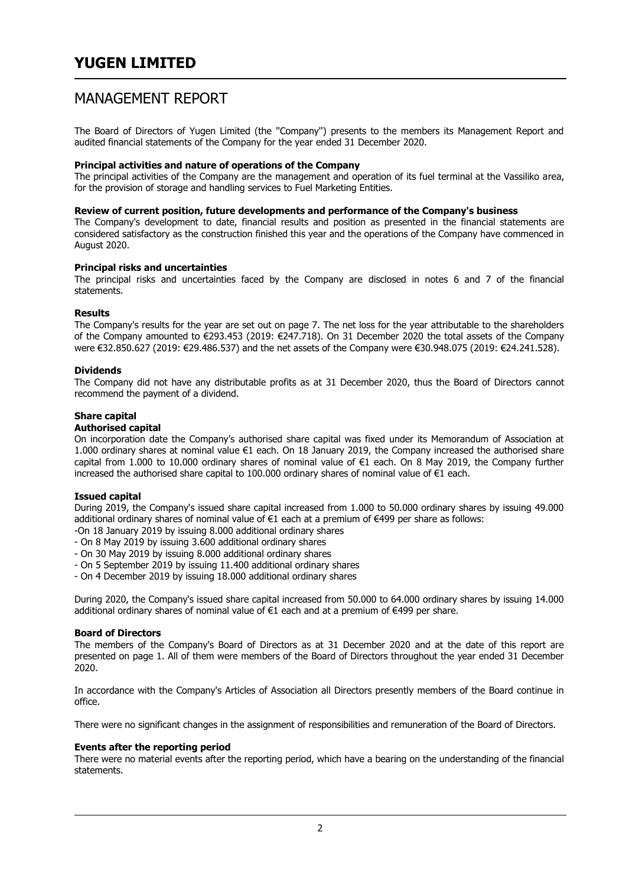# YUGEN LIMITED

## MANAGEMENT REPORT

The Board of Directors of Yugen Limited (the ''Company'') presents to the members its Management Report and audited financial statements of the Company for the year ended 31 December 2020.

**Principal activities and nature of operations of the Company**

The principal activities of the Company are the management and operation of its fuel terminal at the Vassiliko area, for the provision of storage and handling services to Fuel Marketing Entities.

**Review of current position, future developments and performance of the Company's business**

The Company's development to date, financial results and position as presented in the financial statements are considered satisfactory as the construction finished this year and the operations of the Company have commenced in August 2020.

**Principal risks and uncertainties**

The principal risks and uncertainties faced by the Company are disclosed in notes 6 and 7 of the financial statements.

**Results**

The Company's results for the year are set out on page 7. The net loss for the year attributable to the shareholders of the Company amounted to €293.453 (2019: €247.718). On 31 December 2020 the total assets of the Company were €32.850.627 (2019: €29.486.537) and the net assets of the Company were €30.948.075 (2019: €24.241.528).

**Dividends**

The Company did not have any distributable profits as at 31 December 2020, thus the Board of Directors cannot recommend the payment of a dividend.

**Share capital**

**Authorised capital**

On incorporation date the Company's authorised share capital was fixed under its Memorandum of Association at 1.000 ordinary shares at nominal value €1 each. On 18 January 2019, the Company increased the authorised share capital from 1.000 to 10.000 ordinary shares of nominal value of €1 each. On 8 May 2019, the Company further increased the authorised share capital to 100.000 ordinary shares of nominal value of €1 each.

**Issued capital**

During 2019, the Company's issued share capital increased from 1.000 to 50.000 ordinary shares by issuing 49.000 additional ordinary shares of nominal value of €1 each at a premium of €499 per share as follows:

-On 18 January 2019 by issuing 8.000 additional ordinary shares
- On 8 May 2019 by issuing 3.600 additional ordinary shares
- On 30 May 2019 by issuing 8.000 additional ordinary shares
- On 5 September 2019 by issuing 11.400 additional ordinary shares
- On 4 December 2019 by issuing 18.000 additional ordinary shares

During 2020, the Company's issued share capital increased from 50.000 to 64.000 ordinary shares by issuing 14.000 additional ordinary shares of nominal value of €1 each and at a premium of €499 per share.

**Board of Directors**

The members of the Company's Board of Directors as at 31 December 2020 and at the date of this report are presented on page 1. All of them were members of the Board of Directors throughout the year ended 31 December 2020.

In accordance with the Company's Articles of Association all Directors presently members of the Board continue in office.

There were no significant changes in the assignment of responsibilities and remuneration of the Board of Directors.

**Events after the reporting period**

There were no material events after the reporting period, which have a bearing on the understanding of the financial statements.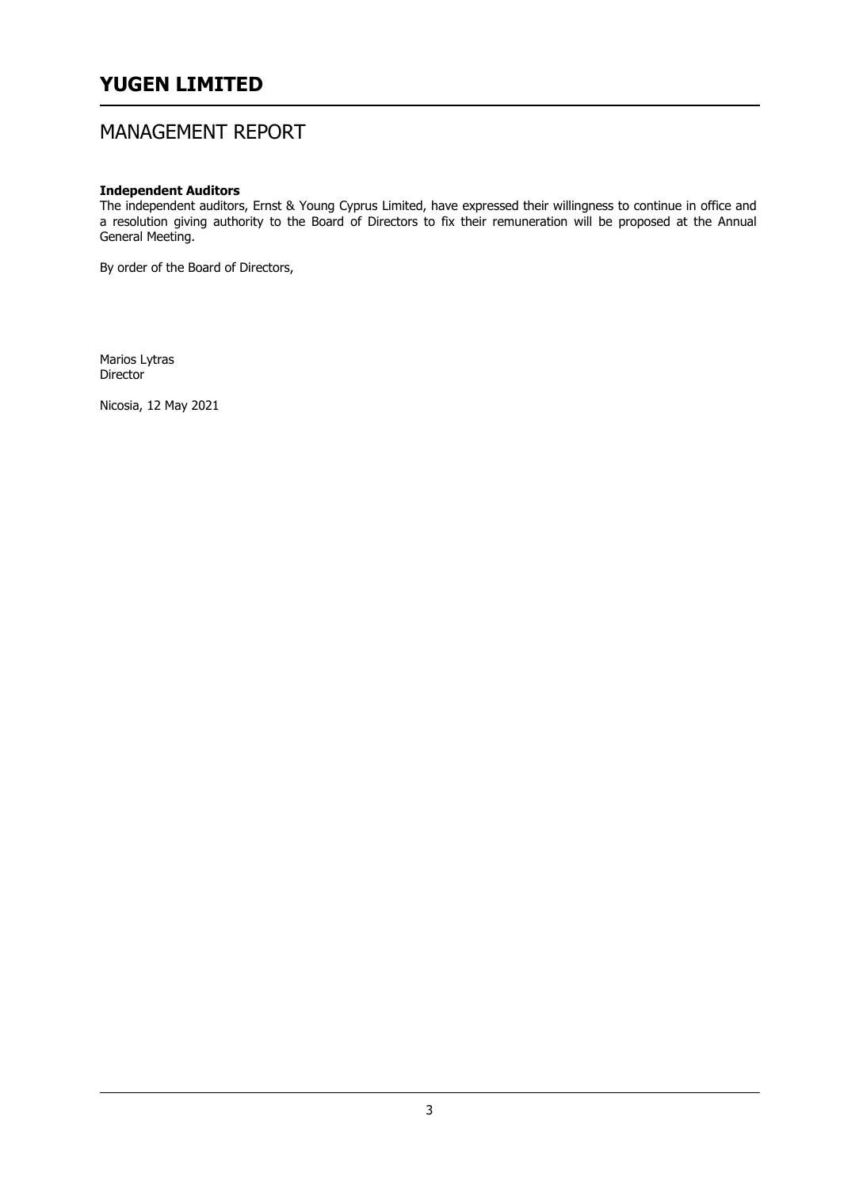# YUGEN LIMITED

## MANAGEMENT REPORT

**Independent Auditors**
The independent auditors, Ernst & Young Cyprus Limited, have expressed their willingness to continue in office and a resolution giving authority to the Board of Directors to fix their remuneration will be proposed at the Annual General Meeting.

By order of the Board of Directors,

Marios Lytras
Director

Nicosia, 12 May 2021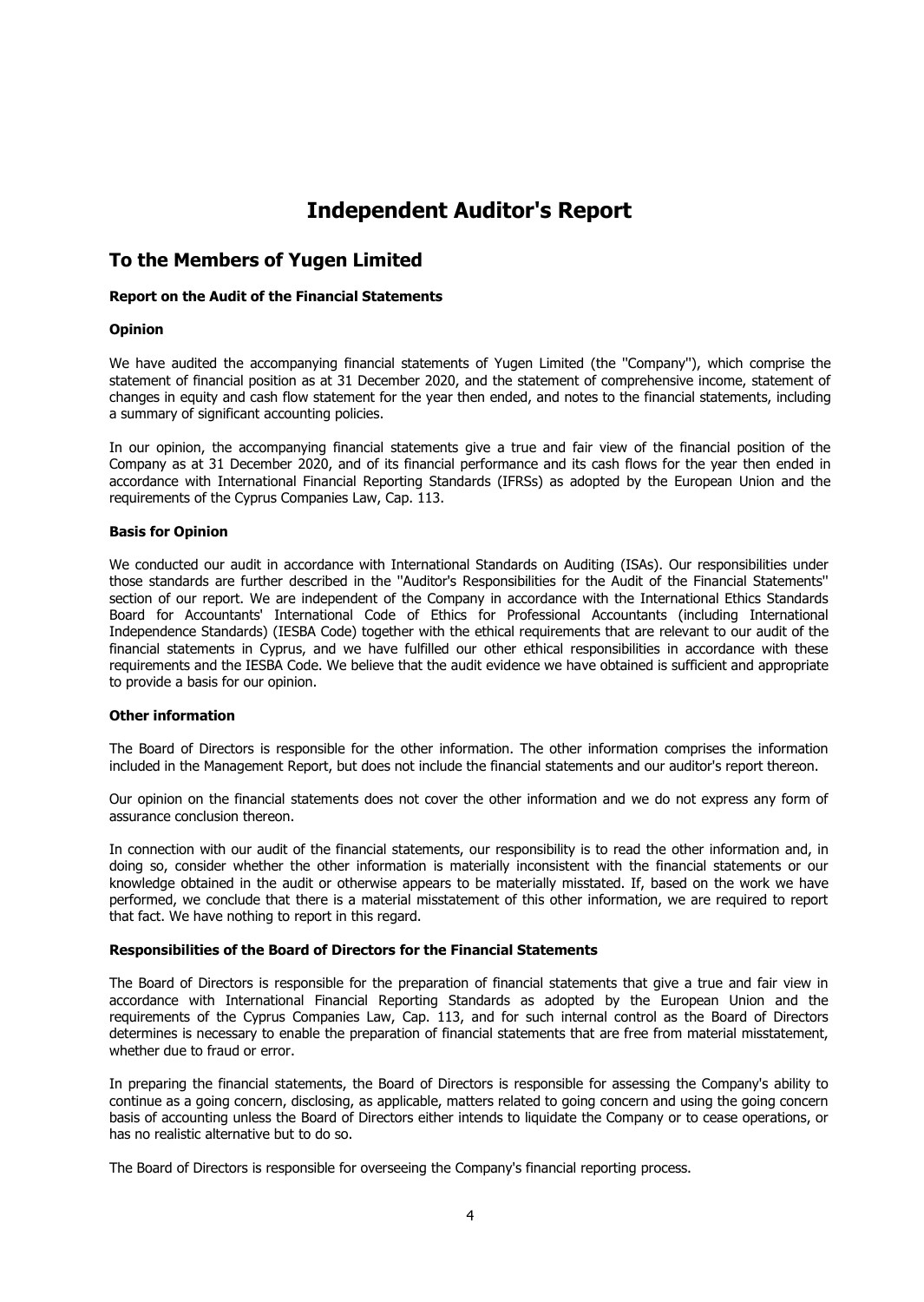# Independent Auditor's Report

## To the Members of Yugen Limited

**Report on the Audit of the Financial Statements**

**Opinion**

We have audited the accompanying financial statements of Yugen Limited (the ''Company''), which comprise the statement of financial position as at 31 December 2020, and the statement of comprehensive income, statement of changes in equity and cash flow statement for the year then ended, and notes to the financial statements, including a summary of significant accounting policies.

In our opinion, the accompanying financial statements give a true and fair view of the financial position of the Company as at 31 December 2020, and of its financial performance and its cash flows for the year then ended in accordance with International Financial Reporting Standards (IFRSs) as adopted by the European Union and the requirements of the Cyprus Companies Law, Cap. 113.

**Basis for Opinion**

We conducted our audit in accordance with International Standards on Auditing (ISAs). Our responsibilities under those standards are further described in the ''Auditor's Responsibilities for the Audit of the Financial Statements'' section of our report. We are independent of the Company in accordance with the International Ethics Standards Board for Accountants' International Code of Ethics for Professional Accountants (including International Independence Standards) (IESBA Code) together with the ethical requirements that are relevant to our audit of the financial statements in Cyprus, and we have fulfilled our other ethical responsibilities in accordance with these requirements and the IESBA Code. We believe that the audit evidence we have obtained is sufficient and appropriate to provide a basis for our opinion.

**Other information**

The Board of Directors is responsible for the other information. The other information comprises the information included in the Management Report, but does not include the financial statements and our auditor's report thereon.

Our opinion on the financial statements does not cover the other information and we do not express any form of assurance conclusion thereon.

In connection with our audit of the financial statements, our responsibility is to read the other information and, in doing so, consider whether the other information is materially inconsistent with the financial statements or our knowledge obtained in the audit or otherwise appears to be materially misstated. If, based on the work we have performed, we conclude that there is a material misstatement of this other information, we are required to report that fact. We have nothing to report in this regard.

**Responsibilities of the Board of Directors for the Financial Statements**

The Board of Directors is responsible for the preparation of financial statements that give a true and fair view in accordance with International Financial Reporting Standards as adopted by the European Union and the requirements of the Cyprus Companies Law, Cap. 113, and for such internal control as the Board of Directors determines is necessary to enable the preparation of financial statements that are free from material misstatement, whether due to fraud or error.

In preparing the financial statements, the Board of Directors is responsible for assessing the Company's ability to continue as a going concern, disclosing, as applicable, matters related to going concern and using the going concern basis of accounting unless the Board of Directors either intends to liquidate the Company or to cease operations, or has no realistic alternative but to do so.

The Board of Directors is responsible for overseeing the Company's financial reporting process.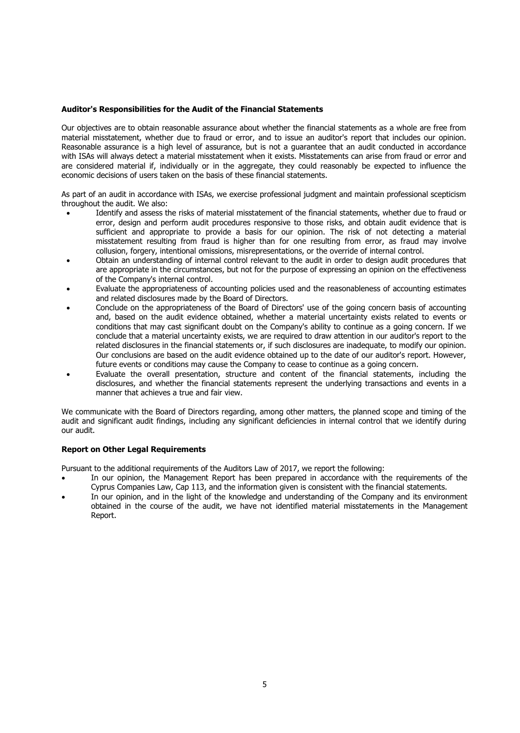**Auditor's Responsibilities for the Audit of the Financial Statements**

Our objectives are to obtain reasonable assurance about whether the financial statements as a whole are free from material misstatement, whether due to fraud or error, and to issue an auditor's report that includes our opinion. Reasonable assurance is a high level of assurance, but is not a guarantee that an audit conducted in accordance with ISAs will always detect a material misstatement when it exists. Misstatements can arise from fraud or error and are considered material if, individually or in the aggregate, they could reasonably be expected to influence the economic decisions of users taken on the basis of these financial statements.

As part of an audit in accordance with ISAs, we exercise professional judgment and maintain professional scepticism throughout the audit. We also:

- Identify and assess the risks of material misstatement of the financial statements, whether due to fraud or error, design and perform audit procedures responsive to those risks, and obtain audit evidence that is sufficient and appropriate to provide a basis for our opinion. The risk of not detecting a material misstatement resulting from fraud is higher than for one resulting from error, as fraud may involve collusion, forgery, intentional omissions, misrepresentations, or the override of internal control.
- Obtain an understanding of internal control relevant to the audit in order to design audit procedures that are appropriate in the circumstances, but not for the purpose of expressing an opinion on the effectiveness of the Company's internal control.
- Evaluate the appropriateness of accounting policies used and the reasonableness of accounting estimates and related disclosures made by the Board of Directors.
- Conclude on the appropriateness of the Board of Directors' use of the going concern basis of accounting and, based on the audit evidence obtained, whether a material uncertainty exists related to events or conditions that may cast significant doubt on the Company's ability to continue as a going concern. If we conclude that a material uncertainty exists, we are required to draw attention in our auditor's report to the related disclosures in the financial statements or, if such disclosures are inadequate, to modify our opinion. Our conclusions are based on the audit evidence obtained up to the date of our auditor's report. However, future events or conditions may cause the Company to cease to continue as a going concern.
- Evaluate the overall presentation, structure and content of the financial statements, including the disclosures, and whether the financial statements represent the underlying transactions and events in a manner that achieves a true and fair view.

We communicate with the Board of Directors regarding, among other matters, the planned scope and timing of the audit and significant audit findings, including any significant deficiencies in internal control that we identify during our audit.

**Report on Other Legal Requirements**

Pursuant to the additional requirements of the Auditors Law of 2017, we report the following:

- In our opinion, the Management Report has been prepared in accordance with the requirements of the Cyprus Companies Law, Cap 113, and the information given is consistent with the financial statements.
- In our opinion, and in the light of the knowledge and understanding of the Company and its environment obtained in the course of the audit, we have not identified material misstatements in the Management Report.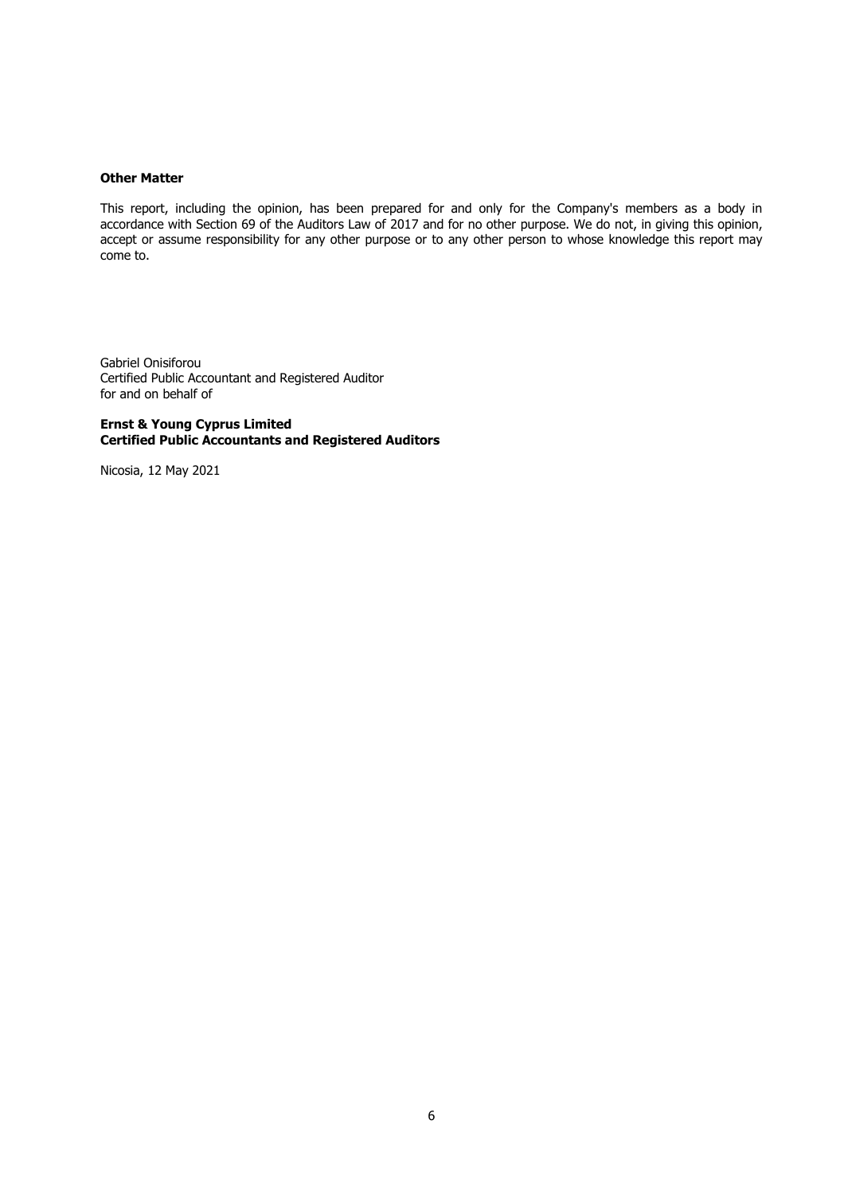**Other Matter**

This report, including the opinion, has been prepared for and only for the Company's members as a body in accordance with Section 69 of the Auditors Law of 2017 and for no other purpose. We do not, in giving this opinion, accept or assume responsibility for any other purpose or to any other person to whose knowledge this report may come to.

Gabriel Onisiforou
Certified Public Accountant and Registered Auditor
for and on behalf of

**Ernst & Young Cyprus Limited**
**Certified Public Accountants and Registered Auditors**

Nicosia, 12 May 2021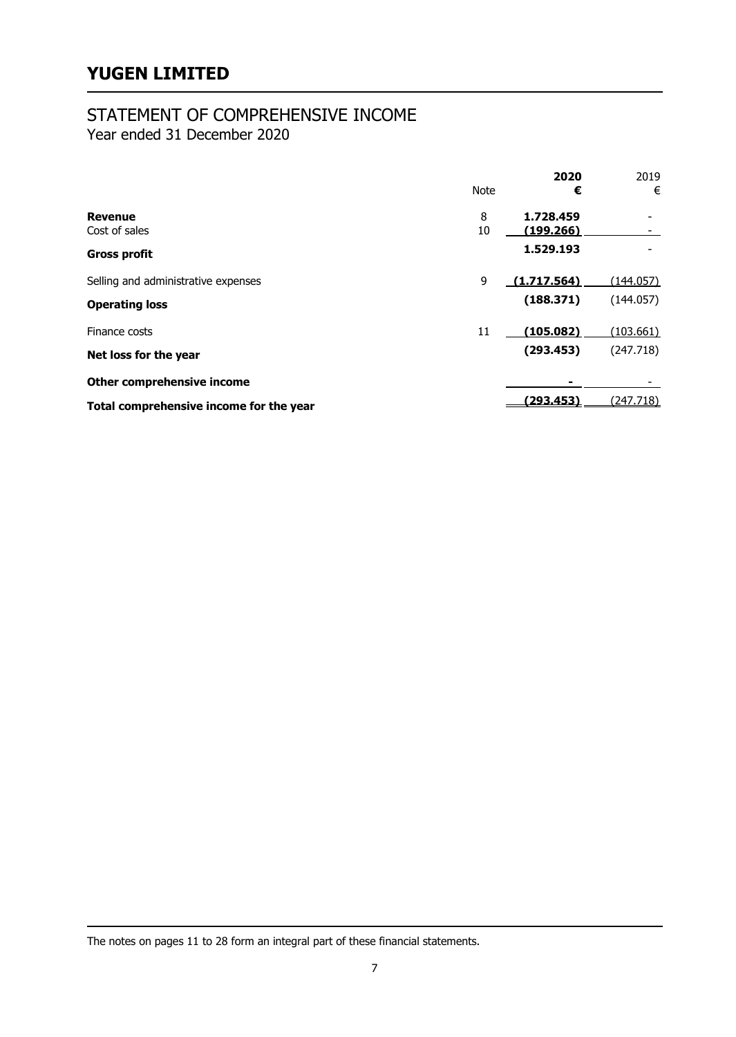# YUGEN LIMITED

## STATEMENT OF COMPREHENSIVE INCOME

Year ended 31 December 2020

| | Note | **2020** **€** | 2019 € |
|---|---|---|---|
| **Revenue** | 8 | **1.728.459** | - |
| Cost of sales | 10 | **(199.266)** | - |
| **Gross profit** | | **1.529.193** | - |
| Selling and administrative expenses | 9 | **(1.717.564)** | (144.057) |
| **Operating loss** | | **(188.371)** | (144.057) |
| Finance costs | 11 | **(105.082)** | (103.661) |
| **Net loss for the year** | | **(293.453)** | (247.718) |
| **Other comprehensive income** | | **-** | - |
| **Total comprehensive income for the year** | | **(293.453)** | (247.718) |

The notes on pages 11 to 28 form an integral part of these financial statements.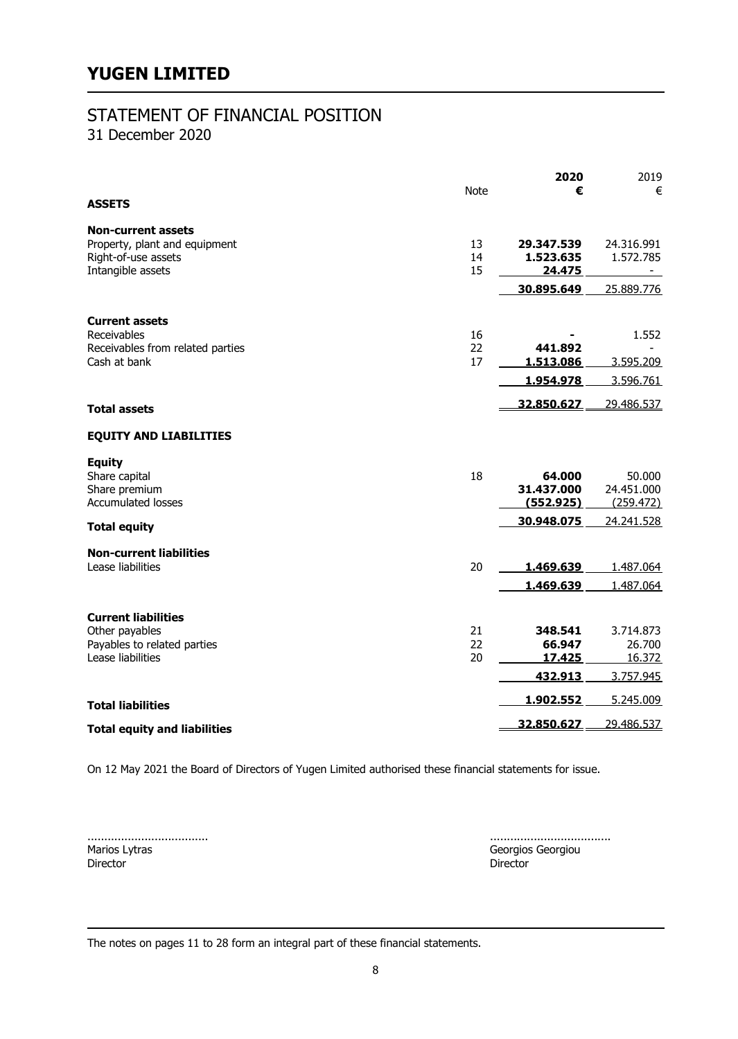# YUGEN LIMITED

## STATEMENT OF FINANCIAL POSITION
31 December 2020

| | Note | **2020 €** | 2019 € |
|---|---|---|---|
| **ASSETS** | | | |
| **Non-current assets** | | | |
| Property, plant and equipment | 13 | **29.347.539** | 24.316.991 |
| Right-of-use assets | 14 | **1.523.635** | 1.572.785 |
| Intangible assets | 15 | **24.475** | - |
| | | **30.895.649** | 25.889.776 |
| **Current assets** | | | |
| Receivables | 16 | **-** | 1.552 |
| Receivables from related parties | 22 | **441.892** | - |
| Cash at bank | 17 | **1.513.086** | 3.595.209 |
| | | **1.954.978** | 3.596.761 |
| **Total assets** | | **32.850.627** | 29.486.537 |
| **EQUITY AND LIABILITIES** | | | |
| **Equity** | | | |
| Share capital | 18 | **64.000** | 50.000 |
| Share premium | | **31.437.000** | 24.451.000 |
| Accumulated losses | | **(552.925)** | (259.472) |
| **Total equity** | | **30.948.075** | 24.241.528 |
| **Non-current liabilities** | | | |
| Lease liabilities | 20 | **1.469.639** | 1.487.064 |
| | | **1.469.639** | 1.487.064 |
| **Current liabilities** | | | |
| Other payables | 21 | **348.541** | 3.714.873 |
| Payables to related parties | 22 | **66.947** | 26.700 |
| Lease liabilities | 20 | **17.425** | 16.372 |
| | | **432.913** | 3.757.945 |
| **Total liabilities** | | **1.902.552** | 5.245.009 |
| **Total equity and liabilities** | | **32.850.627** | 29.486.537 |

On 12 May 2021 the Board of Directors of Yugen Limited authorised these financial statements for issue.

.................................... 
Marios Lytras 
Director

.................................... 
Georgios Georgiou 
Director

The notes on pages 11 to 28 form an integral part of these financial statements.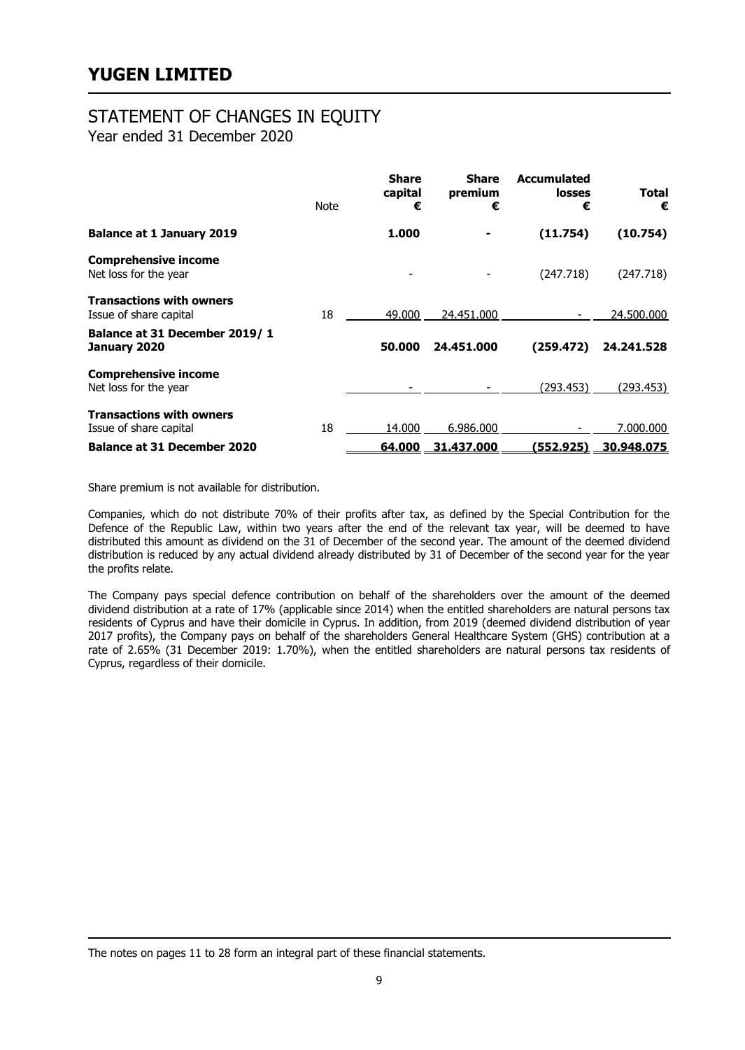# YUGEN LIMITED

## STATEMENT OF CHANGES IN EQUITY

Year ended 31 December 2020

| | Note | Share capital € | Share premium € | Accumulated losses € | Total € |
|---|---|---|---|---|---|
| **Balance at 1 January 2019** | | **1.000** | **-** | **(11.754)** | **(10.754)** |
| **Comprehensive income** | | | | | |
| Net loss for the year | | - | - | (247.718) | (247.718) |
| **Transactions with owners** | | | | | |
| Issue of share capital | 18 | 49.000 | 24.451.000 | - | 24.500.000 |
| **Balance at 31 December 2019/ 1 January 2020** | | **50.000** | **24.451.000** | **(259.472)** | **24.241.528** |
| **Comprehensive income** | | | | | |
| Net loss for the year | | - | - | (293.453) | (293.453) |
| **Transactions with owners** | | | | | |
| Issue of share capital | 18 | 14.000 | 6.986.000 | - | 7.000.000 |
| **Balance at 31 December 2020** | | **64.000** | **31.437.000** | **(552.925)** | **30.948.075** |

Share premium is not available for distribution.

Companies, which do not distribute 70% of their profits after tax, as defined by the Special Contribution for the Defence of the Republic Law, within two years after the end of the relevant tax year, will be deemed to have distributed this amount as dividend on the 31 of December of the second year. The amount of the deemed dividend distribution is reduced by any actual dividend already distributed by 31 of December of the second year for the year the profits relate.

The Company pays special defence contribution on behalf of the shareholders over the amount of the deemed dividend distribution at a rate of 17% (applicable since 2014) when the entitled shareholders are natural persons tax residents of Cyprus and have their domicile in Cyprus. In addition, from 2019 (deemed dividend distribution of year 2017 profits), the Company pays on behalf of the shareholders General Healthcare System (GHS) contribution at a rate of 2.65% (31 December 2019: 1.70%), when the entitled shareholders are natural persons tax residents of Cyprus, regardless of their domicile.

The notes on pages 11 to 28 form an integral part of these financial statements.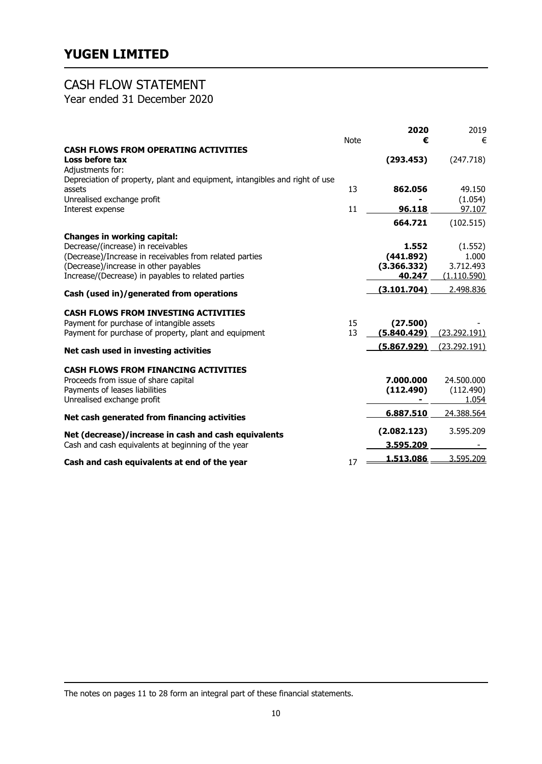# YUGEN LIMITED

## CASH FLOW STATEMENT

Year ended 31 December 2020

| | Note | **2020** **€** | 2019 € |
|---|---|---|---|
| **CASH FLOWS FROM OPERATING ACTIVITIES** | | | |
| **Loss before tax** | | **(293.453)** | (247.718) |
| Adjustments for: | | | |
| Depreciation of property, plant and equipment, intangibles and right of use assets | 13 | **862.056** | 49.150 |
| Unrealised exchange profit | | **-** | (1.054) |
| Interest expense | 11 | **96.118** | 97.107 |
| | | **664.721** | (102.515) |
| **Changes in working capital:** | | | |
| Decrease/(increase) in receivables | | **1.552** | (1.552) |
| (Decrease)/Increase in receivables from related parties | | **(441.892)** | 1.000 |
| (Decrease)/increase in other payables | | **(3.366.332)** | 3.712.493 |
| Increase/(Decrease) in payables to related parties | | **40.247** | (1.110.590) |
| **Cash (used in)/generated from operations** | | **(3.101.704)** | 2.498.836 |
| **CASH FLOWS FROM INVESTING ACTIVITIES** | | | |
| Payment for purchase of intangible assets | 15 | **(27.500)** | - |
| Payment for purchase of property, plant and equipment | 13 | **(5.840.429)** | (23.292.191) |
| **Net cash used in investing activities** | | **(5.867.929)** | (23.292.191) |
| **CASH FLOWS FROM FINANCING ACTIVITIES** | | | |
| Proceeds from issue of share capital | | **7.000.000** | 24.500.000 |
| Payments of leases liabilities | | **(112.490)** | (112.490) |
| Unrealised exchange profit | | **-** | 1.054 |
| **Net cash generated from financing activities** | | **6.887.510** | 24.388.564 |
| **Net (decrease)/increase in cash and cash equivalents** | | **(2.082.123)** | 3.595.209 |
| Cash and cash equivalents at beginning of the year | | **3.595.209** | - |
| **Cash and cash equivalents at end of the year** | 17 | **1.513.086** | 3.595.209 |

The notes on pages 11 to 28 form an integral part of these financial statements.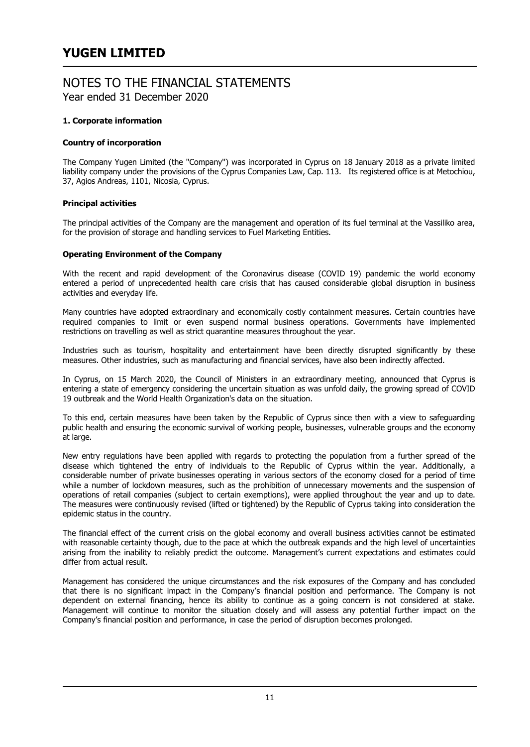# NOTES TO THE FINANCIAL STATEMENTS

Year ended 31 December 2020

### 1. Corporate information

#### Country of incorporation

The Company Yugen Limited (the ''Company'') was incorporated in Cyprus on 18 January 2018 as a private limited liability company under the provisions of the Cyprus Companies Law, Cap. 113. Its registered office is at Metochiou, 37, Agios Andreas, 1101, Nicosia, Cyprus.

#### Principal activities

The principal activities of the Company are the management and operation of its fuel terminal at the Vassiliko area, for the provision of storage and handling services to Fuel Marketing Entities.

#### Operating Environment of the Company

With the recent and rapid development of the Coronavirus disease (COVID 19) pandemic the world economy entered a period of unprecedented health care crisis that has caused considerable global disruption in business activities and everyday life.

Many countries have adopted extraordinary and economically costly containment measures. Certain countries have required companies to limit or even suspend normal business operations. Governments have implemented restrictions on travelling as well as strict quarantine measures throughout the year.

Industries such as tourism, hospitality and entertainment have been directly disrupted significantly by these measures. Other industries, such as manufacturing and financial services, have also been indirectly affected.

In Cyprus, on 15 March 2020, the Council of Ministers in an extraordinary meeting, announced that Cyprus is entering a state of emergency considering the uncertain situation as was unfold daily, the growing spread of COVID 19 outbreak and the World Health Organization's data on the situation.

To this end, certain measures have been taken by the Republic of Cyprus since then with a view to safeguarding public health and ensuring the economic survival of working people, businesses, vulnerable groups and the economy at large.

New entry regulations have been applied with regards to protecting the population from a further spread of the disease which tightened the entry of individuals to the Republic of Cyprus within the year. Additionally, a considerable number of private businesses operating in various sectors of the economy closed for a period of time while a number of lockdown measures, such as the prohibition of unnecessary movements and the suspension of operations of retail companies (subject to certain exemptions), were applied throughout the year and up to date. The measures were continuously revised (lifted or tightened) by the Republic of Cyprus taking into consideration the epidemic status in the country.

The financial effect of the current crisis on the global economy and overall business activities cannot be estimated with reasonable certainty though, due to the pace at which the outbreak expands and the high level of uncertainties arising from the inability to reliably predict the outcome. Management's current expectations and estimates could differ from actual result.

Management has considered the unique circumstances and the risk exposures of the Company and has concluded that there is no significant impact in the Company's financial position and performance. The Company is not dependent on external financing, hence its ability to continue as a going concern is not considered at stake. Management will continue to monitor the situation closely and will assess any potential further impact on the Company's financial position and performance, in case the period of disruption becomes prolonged.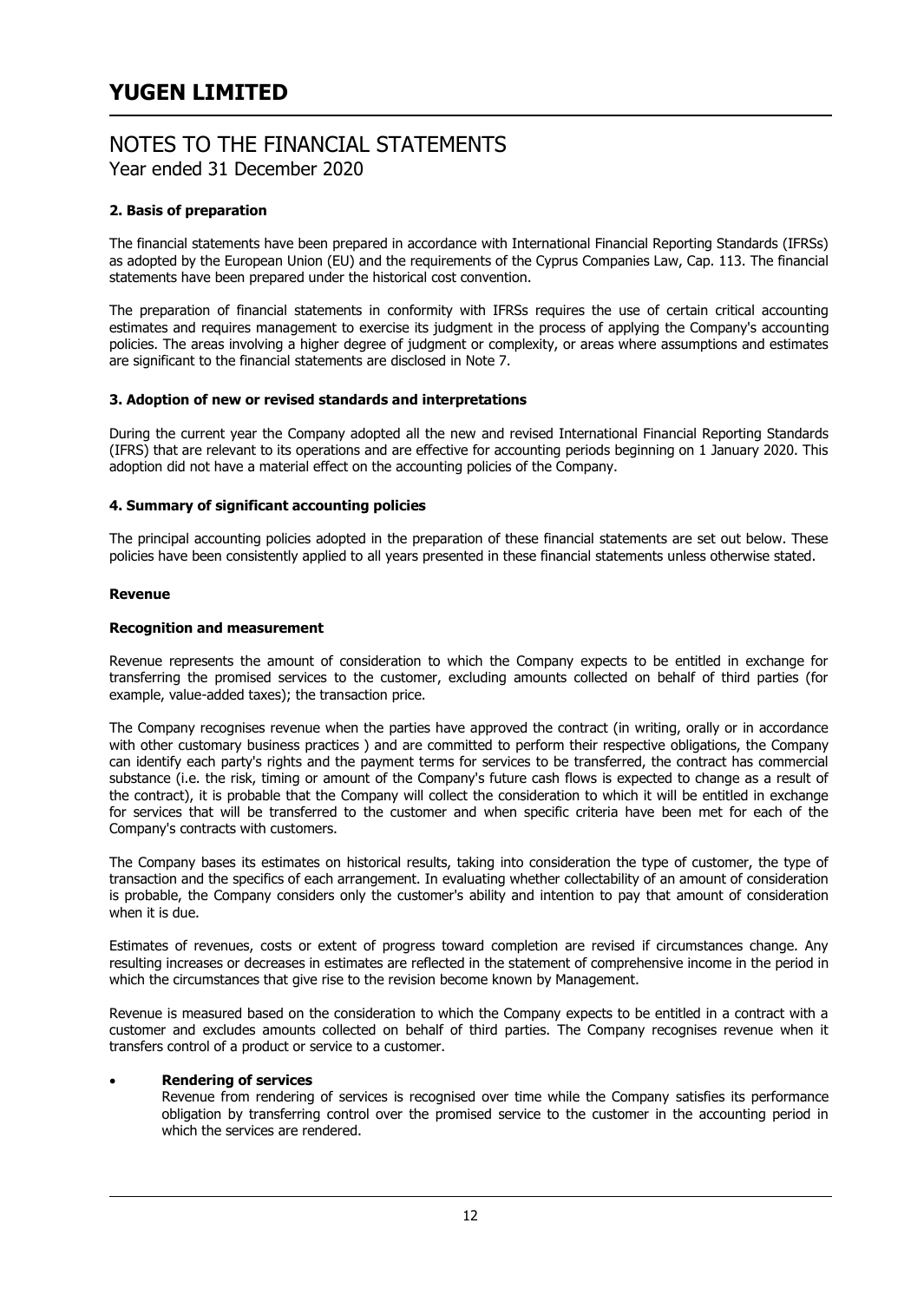## 2. Basis of preparation

The financial statements have been prepared in accordance with International Financial Reporting Standards (IFRSs) as adopted by the European Union (EU) and the requirements of the Cyprus Companies Law, Cap. 113. The financial statements have been prepared under the historical cost convention.

The preparation of financial statements in conformity with IFRSs requires the use of certain critical accounting estimates and requires management to exercise its judgment in the process of applying the Company's accounting policies. The areas involving a higher degree of judgment or complexity, or areas where assumptions and estimates are significant to the financial statements are disclosed in Note 7.

## 3. Adoption of new or revised standards and interpretations

During the current year the Company adopted all the new and revised International Financial Reporting Standards (IFRS) that are relevant to its operations and are effective for accounting periods beginning on 1 January 2020. This adoption did not have a material effect on the accounting policies of the Company.

## 4. Summary of significant accounting policies

The principal accounting policies adopted in the preparation of these financial statements are set out below. These policies have been consistently applied to all years presented in these financial statements unless otherwise stated.

### Revenue

#### Recognition and measurement

Revenue represents the amount of consideration to which the Company expects to be entitled in exchange for transferring the promised services to the customer, excluding amounts collected on behalf of third parties (for example, value-added taxes); the transaction price.

The Company recognises revenue when the parties have approved the contract (in writing, orally or in accordance with other customary business practices ) and are committed to perform their respective obligations, the Company can identify each party's rights and the payment terms for services to be transferred, the contract has commercial substance (i.e. the risk, timing or amount of the Company's future cash flows is expected to change as a result of the contract), it is probable that the Company will collect the consideration to which it will be entitled in exchange for services that will be transferred to the customer and when specific criteria have been met for each of the Company's contracts with customers.

The Company bases its estimates on historical results, taking into consideration the type of customer, the type of transaction and the specifics of each arrangement. In evaluating whether collectability of an amount of consideration is probable, the Company considers only the customer's ability and intention to pay that amount of consideration when it is due.

Estimates of revenues, costs or extent of progress toward completion are revised if circumstances change. Any resulting increases or decreases in estimates are reflected in the statement of comprehensive income in the period in which the circumstances that give rise to the revision become known by Management.

Revenue is measured based on the consideration to which the Company expects to be entitled in a contract with a customer and excludes amounts collected on behalf of third parties. The Company recognises revenue when it transfers control of a product or service to a customer.

- **Rendering of services**
  Revenue from rendering of services is recognised over time while the Company satisfies its performance obligation by transferring control over the promised service to the customer in the accounting period in which the services are rendered.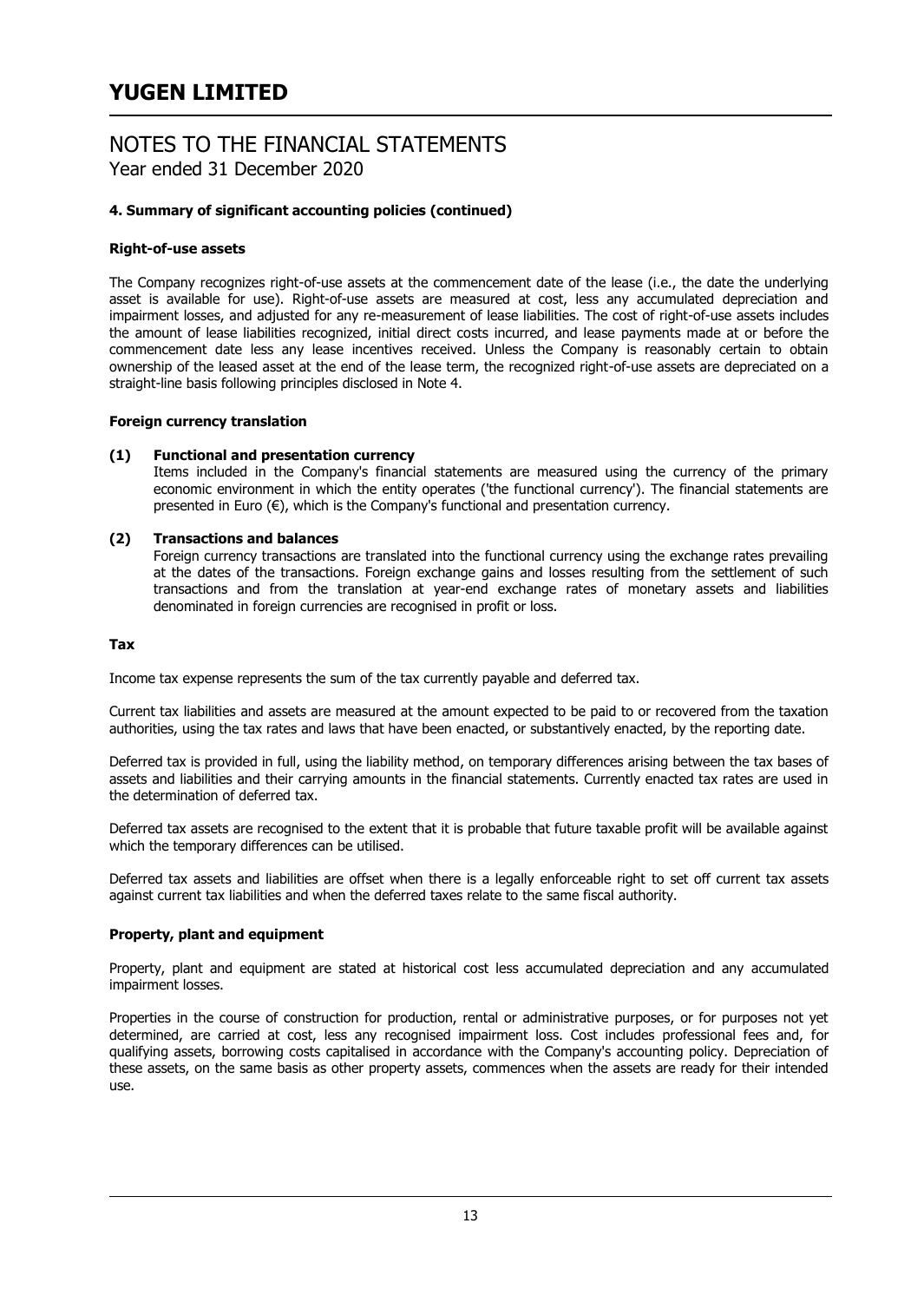# YUGEN LIMITED

## NOTES TO THE FINANCIAL STATEMENTS
Year ended 31 December 2020

**4. Summary of significant accounting policies (continued)**

**Right-of-use assets**

The Company recognizes right-of-use assets at the commencement date of the lease (i.e., the date the underlying asset is available for use). Right-of-use assets are measured at cost, less any accumulated depreciation and impairment losses, and adjusted for any re-measurement of lease liabilities. The cost of right-of-use assets includes the amount of lease liabilities recognized, initial direct costs incurred, and lease payments made at or before the commencement date less any lease incentives received. Unless the Company is reasonably certain to obtain ownership of the leased asset at the end of the lease term, the recognized right-of-use assets are depreciated on a straight-line basis following principles disclosed in Note 4.

**Foreign currency translation**

**(1) Functional and presentation currency**
Items included in the Company's financial statements are measured using the currency of the primary economic environment in which the entity operates ('the functional currency'). The financial statements are presented in Euro (€), which is the Company's functional and presentation currency.

**(2) Transactions and balances**
Foreign currency transactions are translated into the functional currency using the exchange rates prevailing at the dates of the transactions. Foreign exchange gains and losses resulting from the settlement of such transactions and from the translation at year-end exchange rates of monetary assets and liabilities denominated in foreign currencies are recognised in profit or loss.

**Tax**

Income tax expense represents the sum of the tax currently payable and deferred tax.

Current tax liabilities and assets are measured at the amount expected to be paid to or recovered from the taxation authorities, using the tax rates and laws that have been enacted, or substantively enacted, by the reporting date.

Deferred tax is provided in full, using the liability method, on temporary differences arising between the tax bases of assets and liabilities and their carrying amounts in the financial statements. Currently enacted tax rates are used in the determination of deferred tax.

Deferred tax assets are recognised to the extent that it is probable that future taxable profit will be available against which the temporary differences can be utilised.

Deferred tax assets and liabilities are offset when there is a legally enforceable right to set off current tax assets against current tax liabilities and when the deferred taxes relate to the same fiscal authority.

**Property, plant and equipment**

Property, plant and equipment are stated at historical cost less accumulated depreciation and any accumulated impairment losses.

Properties in the course of construction for production, rental or administrative purposes, or for purposes not yet determined, are carried at cost, less any recognised impairment loss. Cost includes professional fees and, for qualifying assets, borrowing costs capitalised in accordance with the Company's accounting policy. Depreciation of these assets, on the same basis as other property assets, commences when the assets are ready for their intended use.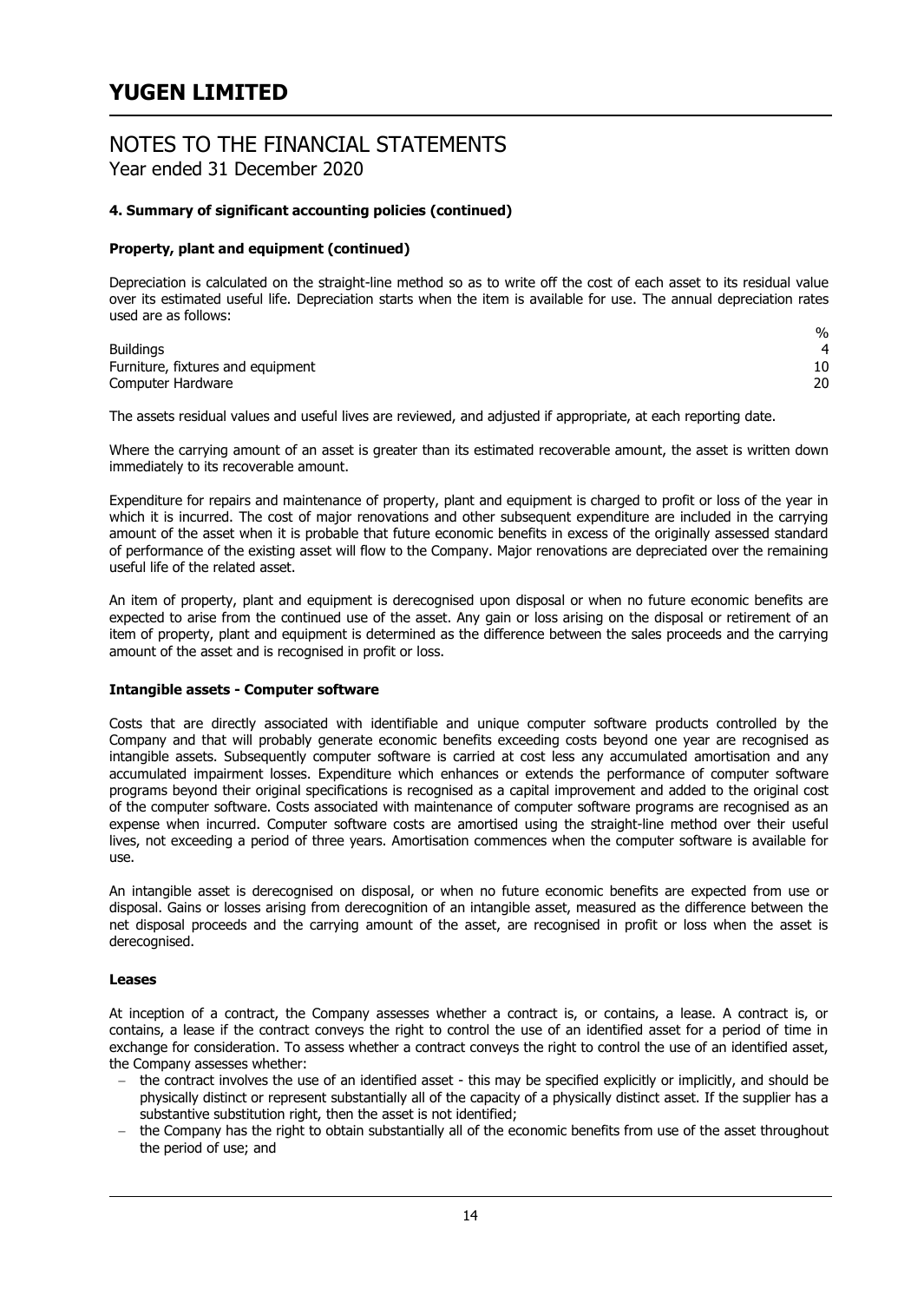# NOTES TO THE FINANCIAL STATEMENTS

Year ended 31 December 2020

### 4. Summary of significant accounting policies (continued)

#### Property, plant and equipment (continued)

Depreciation is calculated on the straight-line method so as to write off the cost of each asset to its residual value over its estimated useful life. Depreciation starts when the item is available for use. The annual depreciation rates used are as follows:

| | % |
|---|---|
| Buildings | 4 |
| Furniture, fixtures and equipment | 10 |
| Computer Hardware | 20 |

The assets residual values and useful lives are reviewed, and adjusted if appropriate, at each reporting date.

Where the carrying amount of an asset is greater than its estimated recoverable amount, the asset is written down immediately to its recoverable amount.

Expenditure for repairs and maintenance of property, plant and equipment is charged to profit or loss of the year in which it is incurred. The cost of major renovations and other subsequent expenditure are included in the carrying amount of the asset when it is probable that future economic benefits in excess of the originally assessed standard of performance of the existing asset will flow to the Company. Major renovations are depreciated over the remaining useful life of the related asset.

An item of property, plant and equipment is derecognised upon disposal or when no future economic benefits are expected to arise from the continued use of the asset. Any gain or loss arising on the disposal or retirement of an item of property, plant and equipment is determined as the difference between the sales proceeds and the carrying amount of the asset and is recognised in profit or loss.

#### Intangible assets - Computer software

Costs that are directly associated with identifiable and unique computer software products controlled by the Company and that will probably generate economic benefits exceeding costs beyond one year are recognised as intangible assets. Subsequently computer software is carried at cost less any accumulated amortisation and any accumulated impairment losses. Expenditure which enhances or extends the performance of computer software programs beyond their original specifications is recognised as a capital improvement and added to the original cost of the computer software. Costs associated with maintenance of computer software programs are recognised as an expense when incurred. Computer software costs are amortised using the straight-line method over their useful lives, not exceeding a period of three years. Amortisation commences when the computer software is available for use.

An intangible asset is derecognised on disposal, or when no future economic benefits are expected from use or disposal. Gains or losses arising from derecognition of an intangible asset, measured as the difference between the net disposal proceeds and the carrying amount of the asset, are recognised in profit or loss when the asset is derecognised.

#### Leases

At inception of a contract, the Company assesses whether a contract is, or contains, a lease. A contract is, or contains, a lease if the contract conveys the right to control the use of an identified asset for a period of time in exchange for consideration. To assess whether a contract conveys the right to control the use of an identified asset, the Company assesses whether:

- the contract involves the use of an identified asset - this may be specified explicitly or implicitly, and should be physically distinct or represent substantially all of the capacity of a physically distinct asset. If the supplier has a substantive substitution right, then the asset is not identified;
- the Company has the right to obtain substantially all of the economic benefits from use of the asset throughout the period of use; and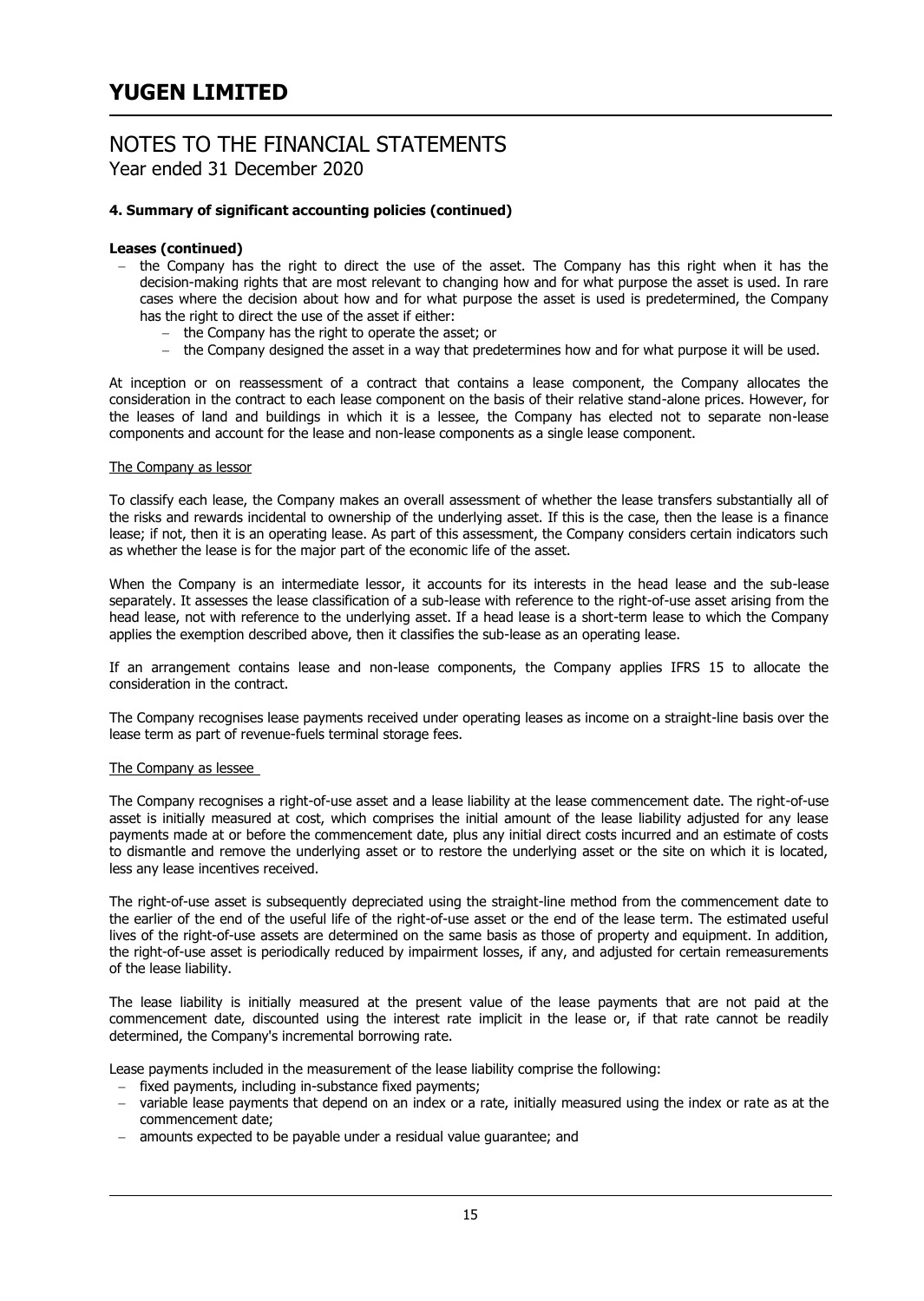#### 4. Summary of significant accounting policies (continued)

**Leases (continued)**

- the Company has the right to direct the use of the asset. The Company has this right when it has the decision-making rights that are most relevant to changing how and for what purpose the asset is used. In rare cases where the decision about how and for what purpose the asset is used is predetermined, the Company has the right to direct the use of the asset if either:
  - the Company has the right to operate the asset; or
  - the Company designed the asset in a way that predetermines how and for what purpose it will be used.

At inception or on reassessment of a contract that contains a lease component, the Company allocates the consideration in the contract to each lease component on the basis of their relative stand-alone prices. However, for the leases of land and buildings in which it is a lessee, the Company has elected not to separate non-lease components and account for the lease and non-lease components as a single lease component.

The Company as lessor

To classify each lease, the Company makes an overall assessment of whether the lease transfers substantially all of the risks and rewards incidental to ownership of the underlying asset. If this is the case, then the lease is a finance lease; if not, then it is an operating lease. As part of this assessment, the Company considers certain indicators such as whether the lease is for the major part of the economic life of the asset.

When the Company is an intermediate lessor, it accounts for its interests in the head lease and the sub-lease separately. It assesses the lease classification of a sub-lease with reference to the right-of-use asset arising from the head lease, not with reference to the underlying asset. If a head lease is a short-term lease to which the Company applies the exemption described above, then it classifies the sub-lease as an operating lease.

If an arrangement contains lease and non-lease components, the Company applies IFRS 15 to allocate the consideration in the contract.

The Company recognises lease payments received under operating leases as income on a straight-line basis over the lease term as part of revenue-fuels terminal storage fees.

The Company as lessee

The Company recognises a right-of-use asset and a lease liability at the lease commencement date. The right-of-use asset is initially measured at cost, which comprises the initial amount of the lease liability adjusted for any lease payments made at or before the commencement date, plus any initial direct costs incurred and an estimate of costs to dismantle and remove the underlying asset or to restore the underlying asset or the site on which it is located, less any lease incentives received.

The right-of-use asset is subsequently depreciated using the straight-line method from the commencement date to the earlier of the end of the useful life of the right-of-use asset or the end of the lease term. The estimated useful lives of the right-of-use assets are determined on the same basis as those of property and equipment. In addition, the right-of-use asset is periodically reduced by impairment losses, if any, and adjusted for certain remeasurements of the lease liability.

The lease liability is initially measured at the present value of the lease payments that are not paid at the commencement date, discounted using the interest rate implicit in the lease or, if that rate cannot be readily determined, the Company's incremental borrowing rate.

Lease payments included in the measurement of the lease liability comprise the following:

- fixed payments, including in-substance fixed payments;
- variable lease payments that depend on an index or a rate, initially measured using the index or rate as at the commencement date;
- amounts expected to be payable under a residual value guarantee; and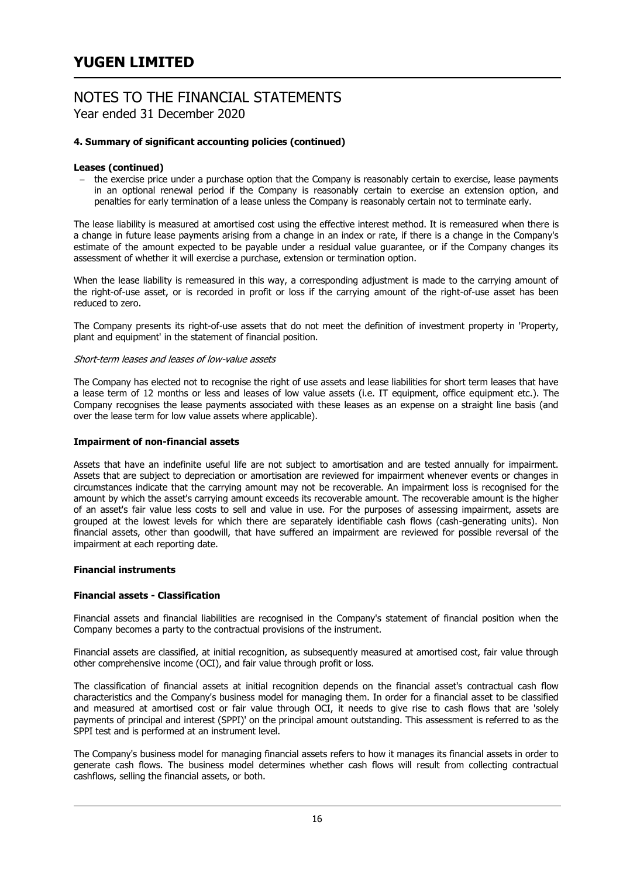# YUGEN LIMITED

## NOTES TO THE FINANCIAL STATEMENTS
Year ended 31 December 2020

**4. Summary of significant accounting policies (continued)**

**Leases (continued)**

- the exercise price under a purchase option that the Company is reasonably certain to exercise, lease payments in an optional renewal period if the Company is reasonably certain to exercise an extension option, and penalties for early termination of a lease unless the Company is reasonably certain not to terminate early.

The lease liability is measured at amortised cost using the effective interest method. It is remeasured when there is a change in future lease payments arising from a change in an index or rate, if there is a change in the Company's estimate of the amount expected to be payable under a residual value guarantee, or if the Company changes its assessment of whether it will exercise a purchase, extension or termination option.

When the lease liability is remeasured in this way, a corresponding adjustment is made to the carrying amount of the right-of-use asset, or is recorded in profit or loss if the carrying amount of the right-of-use asset has been reduced to zero.

The Company presents its right-of-use assets that do not meet the definition of investment property in 'Property, plant and equipment' in the statement of financial position.

*Short-term leases and leases of low-value assets*

The Company has elected not to recognise the right of use assets and lease liabilities for short term leases that have a lease term of 12 months or less and leases of low value assets (i.e. IT equipment, office equipment etc.). The Company recognises the lease payments associated with these leases as an expense on a straight line basis (and over the lease term for low value assets where applicable).

**Impairment of non-financial assets**

Assets that have an indefinite useful life are not subject to amortisation and are tested annually for impairment. Assets that are subject to depreciation or amortisation are reviewed for impairment whenever events or changes in circumstances indicate that the carrying amount may not be recoverable. An impairment loss is recognised for the amount by which the asset's carrying amount exceeds its recoverable amount. The recoverable amount is the higher of an asset's fair value less costs to sell and value in use. For the purposes of assessing impairment, assets are grouped at the lowest levels for which there are separately identifiable cash flows (cash-generating units). Non financial assets, other than goodwill, that have suffered an impairment are reviewed for possible reversal of the impairment at each reporting date.

**Financial instruments**

**Financial assets - Classification**

Financial assets and financial liabilities are recognised in the Company's statement of financial position when the Company becomes a party to the contractual provisions of the instrument.

Financial assets are classified, at initial recognition, as subsequently measured at amortised cost, fair value through other comprehensive income (OCI), and fair value through profit or loss.

The classification of financial assets at initial recognition depends on the financial asset's contractual cash flow characteristics and the Company's business model for managing them. In order for a financial asset to be classified and measured at amortised cost or fair value through OCI, it needs to give rise to cash flows that are 'solely payments of principal and interest (SPPI)' on the principal amount outstanding. This assessment is referred to as the SPPI test and is performed at an instrument level.

The Company's business model for managing financial assets refers to how it manages its financial assets in order to generate cash flows. The business model determines whether cash flows will result from collecting contractual cashflows, selling the financial assets, or both.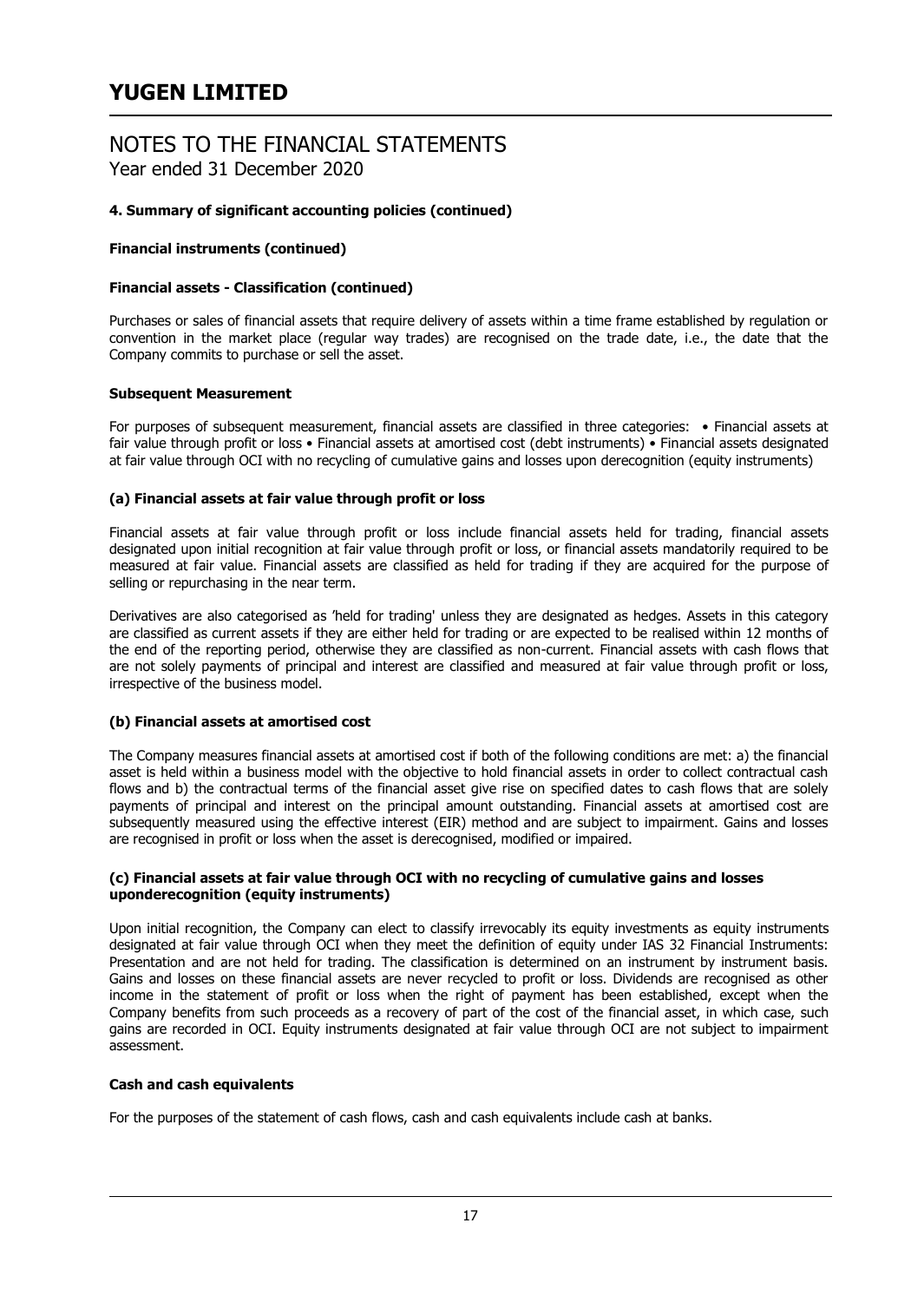# YUGEN LIMITED

## NOTES TO THE FINANCIAL STATEMENTS
Year ended 31 December 2020

### 4. Summary of significant accounting policies (continued)

**Financial instruments (continued)**

**Financial assets - Classification (continued)**

Purchases or sales of financial assets that require delivery of assets within a time frame established by regulation or convention in the market place (regular way trades) are recognised on the trade date, i.e., the date that the Company commits to purchase or sell the asset.

**Subsequent Measurement**

For purposes of subsequent measurement, financial assets are classified in three categories: • Financial assets at fair value through profit or loss • Financial assets at amortised cost (debt instruments) • Financial assets designated at fair value through OCI with no recycling of cumulative gains and losses upon derecognition (equity instruments)

**(a) Financial assets at fair value through profit or loss**

Financial assets at fair value through profit or loss include financial assets held for trading, financial assets designated upon initial recognition at fair value through profit or loss, or financial assets mandatorily required to be measured at fair value. Financial assets are classified as held for trading if they are acquired for the purpose of selling or repurchasing in the near term.

Derivatives are also categorised as 'held for trading' unless they are designated as hedges. Assets in this category are classified as current assets if they are either held for trading or are expected to be realised within 12 months of the end of the reporting period, otherwise they are classified as non-current. Financial assets with cash flows that are not solely payments of principal and interest are classified and measured at fair value through profit or loss, irrespective of the business model.

**(b) Financial assets at amortised cost**

The Company measures financial assets at amortised cost if both of the following conditions are met: a) the financial asset is held within a business model with the objective to hold financial assets in order to collect contractual cash flows and b) the contractual terms of the financial asset give rise on specified dates to cash flows that are solely payments of principal and interest on the principal amount outstanding. Financial assets at amortised cost are subsequently measured using the effective interest (EIR) method and are subject to impairment. Gains and losses are recognised in profit or loss when the asset is derecognised, modified or impaired.

**(c) Financial assets at fair value through OCI with no recycling of cumulative gains and losses uponderecognition (equity instruments)**

Upon initial recognition, the Company can elect to classify irrevocably its equity investments as equity instruments designated at fair value through OCI when they meet the definition of equity under IAS 32 Financial Instruments: Presentation and are not held for trading. The classification is determined on an instrument by instrument basis. Gains and losses on these financial assets are never recycled to profit or loss. Dividends are recognised as other income in the statement of profit or loss when the right of payment has been established, except when the Company benefits from such proceeds as a recovery of part of the cost of the financial asset, in which case, such gains are recorded in OCI. Equity instruments designated at fair value through OCI are not subject to impairment assessment.

**Cash and cash equivalents**

For the purposes of the statement of cash flows, cash and cash equivalents include cash at banks.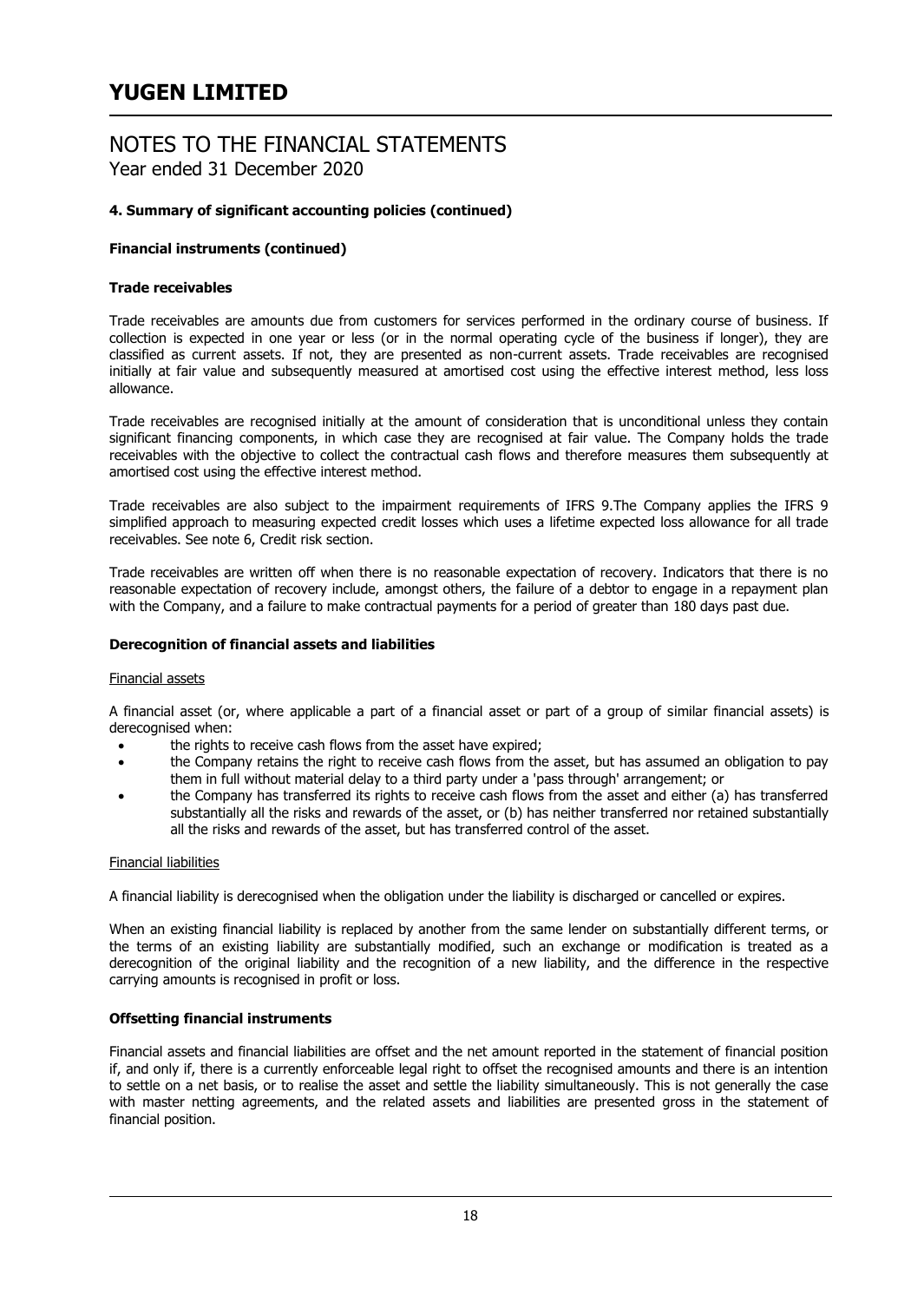## 4. Summary of significant accounting policies (continued)

### Financial instruments (continued)

### Trade receivables

Trade receivables are amounts due from customers for services performed in the ordinary course of business. If collection is expected in one year or less (or in the normal operating cycle of the business if longer), they are classified as current assets. If not, they are presented as non-current assets. Trade receivables are recognised initially at fair value and subsequently measured at amortised cost using the effective interest method, less loss allowance.

Trade receivables are recognised initially at the amount of consideration that is unconditional unless they contain significant financing components, in which case they are recognised at fair value. The Company holds the trade receivables with the objective to collect the contractual cash flows and therefore measures them subsequently at amortised cost using the effective interest method.

Trade receivables are also subject to the impairment requirements of IFRS 9.The Company applies the IFRS 9 simplified approach to measuring expected credit losses which uses a lifetime expected loss allowance for all trade receivables. See note 6, Credit risk section.

Trade receivables are written off when there is no reasonable expectation of recovery. Indicators that there is no reasonable expectation of recovery include, amongst others, the failure of a debtor to engage in a repayment plan with the Company, and a failure to make contractual payments for a period of greater than 180 days past due.

### Derecognition of financial assets and liabilities

Financial assets

A financial asset (or, where applicable a part of a financial asset or part of a group of similar financial assets) is derecognised when:

- the rights to receive cash flows from the asset have expired;
- the Company retains the right to receive cash flows from the asset, but has assumed an obligation to pay them in full without material delay to a third party under a 'pass through' arrangement; or
- the Company has transferred its rights to receive cash flows from the asset and either (a) has transferred substantially all the risks and rewards of the asset, or (b) has neither transferred nor retained substantially all the risks and rewards of the asset, but has transferred control of the asset.

Financial liabilities

A financial liability is derecognised when the obligation under the liability is discharged or cancelled or expires.

When an existing financial liability is replaced by another from the same lender on substantially different terms, or the terms of an existing liability are substantially modified, such an exchange or modification is treated as a derecognition of the original liability and the recognition of a new liability, and the difference in the respective carrying amounts is recognised in profit or loss.

### Offsetting financial instruments

Financial assets and financial liabilities are offset and the net amount reported in the statement of financial position if, and only if, there is a currently enforceable legal right to offset the recognised amounts and there is an intention to settle on a net basis, or to realise the asset and settle the liability simultaneously. This is not generally the case with master netting agreements, and the related assets and liabilities are presented gross in the statement of financial position.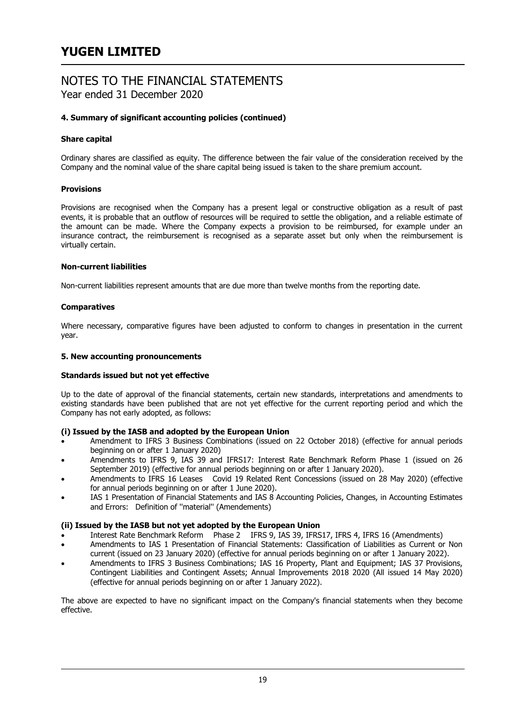# YUGEN LIMITED

## NOTES TO THE FINANCIAL STATEMENTS

Year ended 31 December 2020

**4. Summary of significant accounting policies (continued)**

**Share capital**

Ordinary shares are classified as equity. The difference between the fair value of the consideration received by the Company and the nominal value of the share capital being issued is taken to the share premium account.

**Provisions**

Provisions are recognised when the Company has a present legal or constructive obligation as a result of past events, it is probable that an outflow of resources will be required to settle the obligation, and a reliable estimate of the amount can be made. Where the Company expects a provision to be reimbursed, for example under an insurance contract, the reimbursement is recognised as a separate asset but only when the reimbursement is virtually certain.

**Non-current liabilities**

Non-current liabilities represent amounts that are due more than twelve months from the reporting date.

**Comparatives**

Where necessary, comparative figures have been adjusted to conform to changes in presentation in the current year.

**5. New accounting pronouncements**

**Standards issued but not yet effective**

Up to the date of approval of the financial statements, certain new standards, interpretations and amendments to existing standards have been published that are not yet effective for the current reporting period and which the Company has not early adopted, as follows:

**(i) Issued by the IASB and adopted by the European Union**

- Amendment to IFRS 3 Business Combinations (issued on 22 October 2018) (effective for annual periods beginning on or after 1 January 2020)
- Amendments to IFRS 9, IAS 39 and IFRS17: Interest Rate Benchmark Reform Phase 1 (issued on 26 September 2019) (effective for annual periods beginning on or after 1 January 2020).
- Amendments to IFRS 16 Leases Covid 19 Related Rent Concessions (issued on 28 May 2020) (effective for annual periods beginning on or after 1 June 2020).
- IAS 1 Presentation of Financial Statements and IAS 8 Accounting Policies, Changes, in Accounting Estimates and Errors: Definition of ''material'' (Amendements)

**(ii) Issued by the IASB but not yet adopted by the European Union**

- Interest Rate Benchmark Reform Phase 2 IFRS 9, IAS 39, IFRS17, IFRS 4, IFRS 16 (Amendments)
- Amendments to IAS 1 Presentation of Financial Statements: Classification of Liabilities as Current or Non current (issued on 23 January 2020) (effective for annual periods beginning on or after 1 January 2022).
- Amendments to IFRS 3 Business Combinations; IAS 16 Property, Plant and Equipment; IAS 37 Provisions, Contingent Liabilities and Contingent Assets; Annual Improvements 2018 2020 (All issued 14 May 2020) (effective for annual periods beginning on or after 1 January 2022).

The above are expected to have no significant impact on the Company's financial statements when they become effective.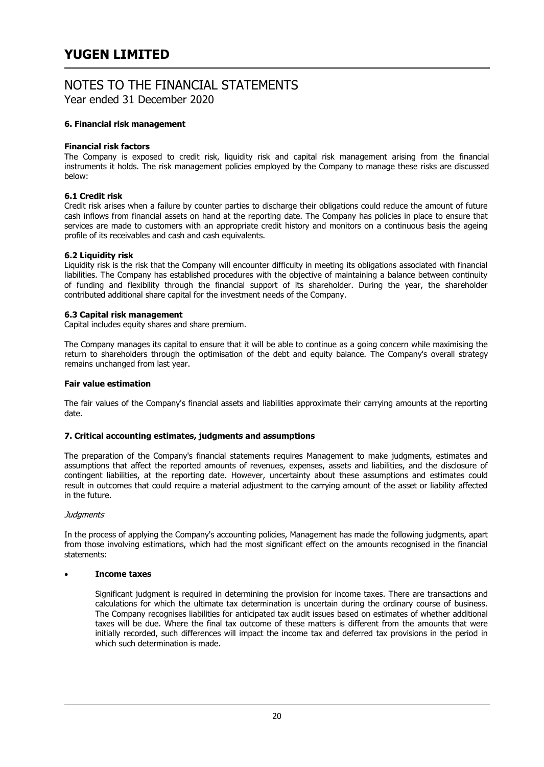# YUGEN LIMITED

## NOTES TO THE FINANCIAL STATEMENTS

Year ended 31 December 2020

### 6. Financial risk management

**Financial risk factors**

The Company is exposed to credit risk, liquidity risk and capital risk management arising from the financial instruments it holds. The risk management policies employed by the Company to manage these risks are discussed below:

**6.1 Credit risk**

Credit risk arises when a failure by counter parties to discharge their obligations could reduce the amount of future cash inflows from financial assets on hand at the reporting date. The Company has policies in place to ensure that services are made to customers with an appropriate credit history and monitors on a continuous basis the ageing profile of its receivables and cash and cash equivalents.

**6.2 Liquidity risk**

Liquidity risk is the risk that the Company will encounter difficulty in meeting its obligations associated with financial liabilities. The Company has established procedures with the objective of maintaining a balance between continuity of funding and flexibility through the financial support of its shareholder. During the year, the shareholder contributed additional share capital for the investment needs of the Company.

**6.3 Capital risk management**

Capital includes equity shares and share premium.

The Company manages its capital to ensure that it will be able to continue as a going concern while maximising the return to shareholders through the optimisation of the debt and equity balance. The Company's overall strategy remains unchanged from last year.

**Fair value estimation**

The fair values of the Company's financial assets and liabilities approximate their carrying amounts at the reporting date.

### 7. Critical accounting estimates, judgments and assumptions

The preparation of the Company's financial statements requires Management to make judgments, estimates and assumptions that affect the reported amounts of revenues, expenses, assets and liabilities, and the disclosure of contingent liabilities, at the reporting date. However, uncertainty about these assumptions and estimates could result in outcomes that could require a material adjustment to the carrying amount of the asset or liability affected in the future.

*Judgments*

In the process of applying the Company's accounting policies, Management has made the following judgments, apart from those involving estimations, which had the most significant effect on the amounts recognised in the financial statements:

- **Income taxes**

  Significant judgment is required in determining the provision for income taxes. There are transactions and calculations for which the ultimate tax determination is uncertain during the ordinary course of business. The Company recognises liabilities for anticipated tax audit issues based on estimates of whether additional taxes will be due. Where the final tax outcome of these matters is different from the amounts that were initially recorded, such differences will impact the income tax and deferred tax provisions in the period in which such determination is made.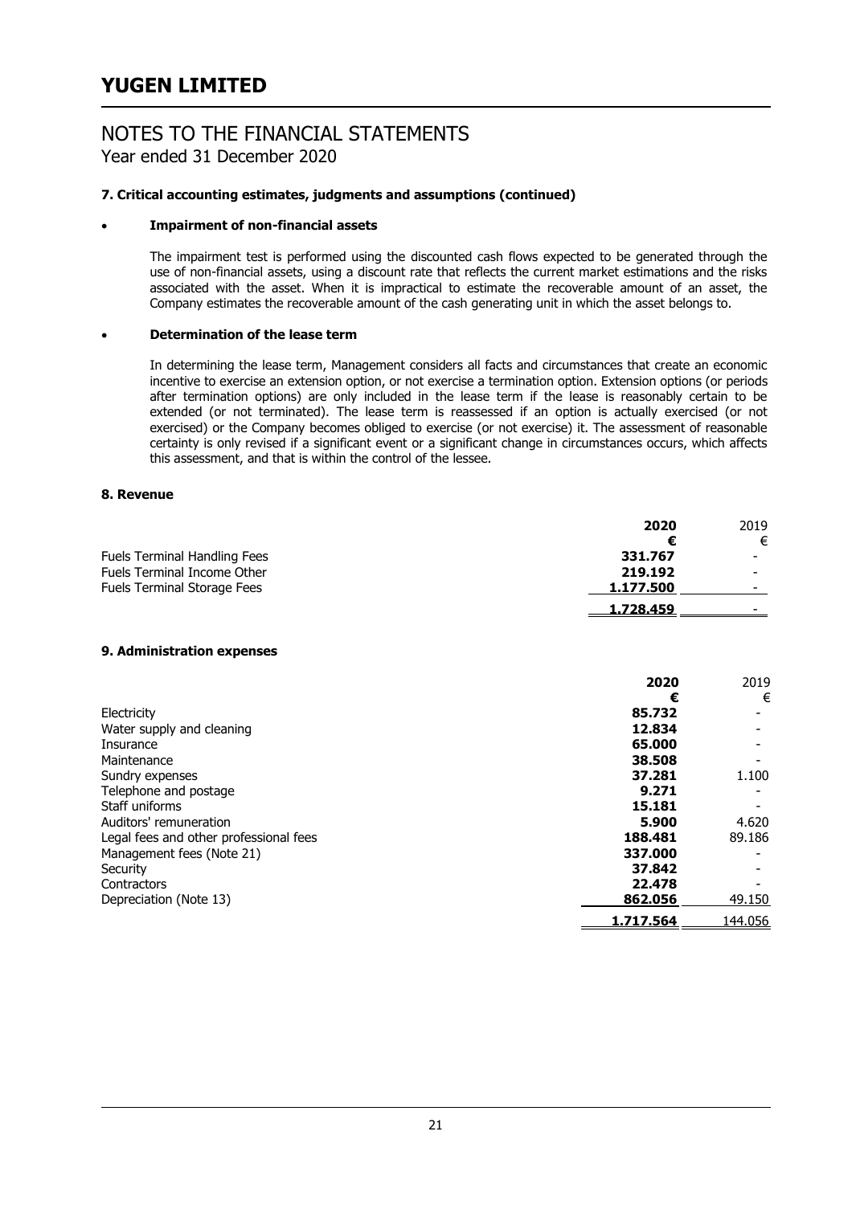# YUGEN LIMITED

## NOTES TO THE FINANCIAL STATEMENTS

Year ended 31 December 2020

### 7. Critical accounting estimates, judgments and assumptions (continued)

- **Impairment of non-financial assets**

  The impairment test is performed using the discounted cash flows expected to be generated through the use of non-financial assets, using a discount rate that reflects the current market estimations and the risks associated with the asset. When it is impractical to estimate the recoverable amount of an asset, the Company estimates the recoverable amount of the cash generating unit in which the asset belongs to.

- **Determination of the lease term**

  In determining the lease term, Management considers all facts and circumstances that create an economic incentive to exercise an extension option, or not exercise a termination option. Extension options (or periods after termination options) are only included in the lease term if the lease is reasonably certain to be extended (or not terminated). The lease term is reassessed if an option is actually exercised (or not exercised) or the Company becomes obliged to exercise (or not exercise) it. The assessment of reasonable certainty is only revised if a significant event or a significant change in circumstances occurs, which affects this assessment, and that is within the control of the lessee.

### 8. Revenue

| | **2020** | 2019 |
|---|---|---|
| | **€** | € |
| Fuels Terminal Handling Fees | **331.767** | - |
| Fuels Terminal Income Other | **219.192** | - |
| Fuels Terminal Storage Fees | **1.177.500** | - |
| | **1.728.459** | - |

### 9. Administration expenses

| | **2020** | 2019 |
|---|---|---|
| | **€** | € |
| Electricity | **85.732** | - |
| Water supply and cleaning | **12.834** | - |
| Insurance | **65.000** | - |
| Maintenance | **38.508** | - |
| Sundry expenses | **37.281** | 1.100 |
| Telephone and postage | **9.271** | - |
| Staff uniforms | **15.181** | - |
| Auditors' remuneration | **5.900** | 4.620 |
| Legal fees and other professional fees | **188.481** | 89.186 |
| Management fees (Note 21) | **337.000** | - |
| Security | **37.842** | - |
| Contractors | **22.478** | - |
| Depreciation (Note 13) | **862.056** | 49.150 |
| | **1.717.564** | 144.056 |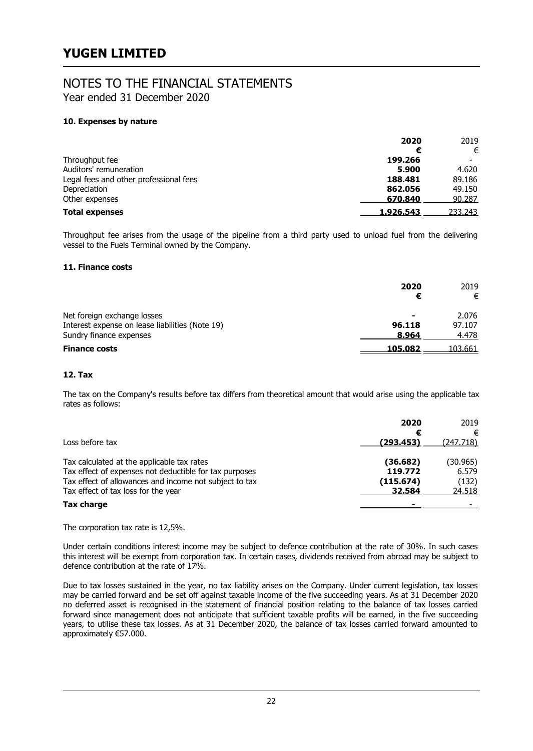# YUGEN LIMITED

## NOTES TO THE FINANCIAL STATEMENTS
Year ended 31 December 2020

### 10. Expenses by nature

| | **2020** | 2019 |
|---|---|---|
| | **€** | € |
| Throughput fee | **199.266** | - |
| Auditors' remuneration | **5.900** | 4.620 |
| Legal fees and other professional fees | **188.481** | 89.186 |
| Depreciation | **862.056** | 49.150 |
| Other expenses | **670.840** | 90.287 |
| **Total expenses** | **1.926.543** | 233.243 |

Throughput fee arises from the usage of the pipeline from a third party used to unload fuel from the delivering vessel to the Fuels Terminal owned by the Company.

### 11. Finance costs

| | **2020** | 2019 |
|---|---|---|
| | **€** | € |
| Net foreign exchange losses | **-** | 2.076 |
| Interest expense on lease liabilities (Note 19) | **96.118** | 97.107 |
| Sundry finance expenses | **8.964** | 4.478 |
| **Finance costs** | **105.082** | 103.661 |

### 12. Tax

The tax on the Company's results before tax differs from theoretical amount that would arise using the applicable tax rates as follows:

| | **2020** | 2019 |
|---|---|---|
| | **€** | € |
| Loss before tax | **(293.453)** | (247.718) |
| Tax calculated at the applicable tax rates | **(36.682)** | (30.965) |
| Tax effect of expenses not deductible for tax purposes | **119.772** | 6.579 |
| Tax effect of allowances and income not subject to tax | **(115.674)** | (132) |
| Tax effect of tax loss for the year | **32.584** | 24.518 |
| **Tax charge** | **-** | - |

The corporation tax rate is 12,5%.

Under certain conditions interest income may be subject to defence contribution at the rate of 30%. In such cases this interest will be exempt from corporation tax. In certain cases, dividends received from abroad may be subject to defence contribution at the rate of 17%.

Due to tax losses sustained in the year, no tax liability arises on the Company. Under current legislation, tax losses may be carried forward and be set off against taxable income of the five succeeding years. As at 31 December 2020 no deferred asset is recognised in the statement of financial position relating to the balance of tax losses carried forward since management does not anticipate that sufficient taxable profits will be earned, in the five succeeding years, to utilise these tax losses. As at 31 December 2020, the balance of tax losses carried forward amounted to approximately €57.000.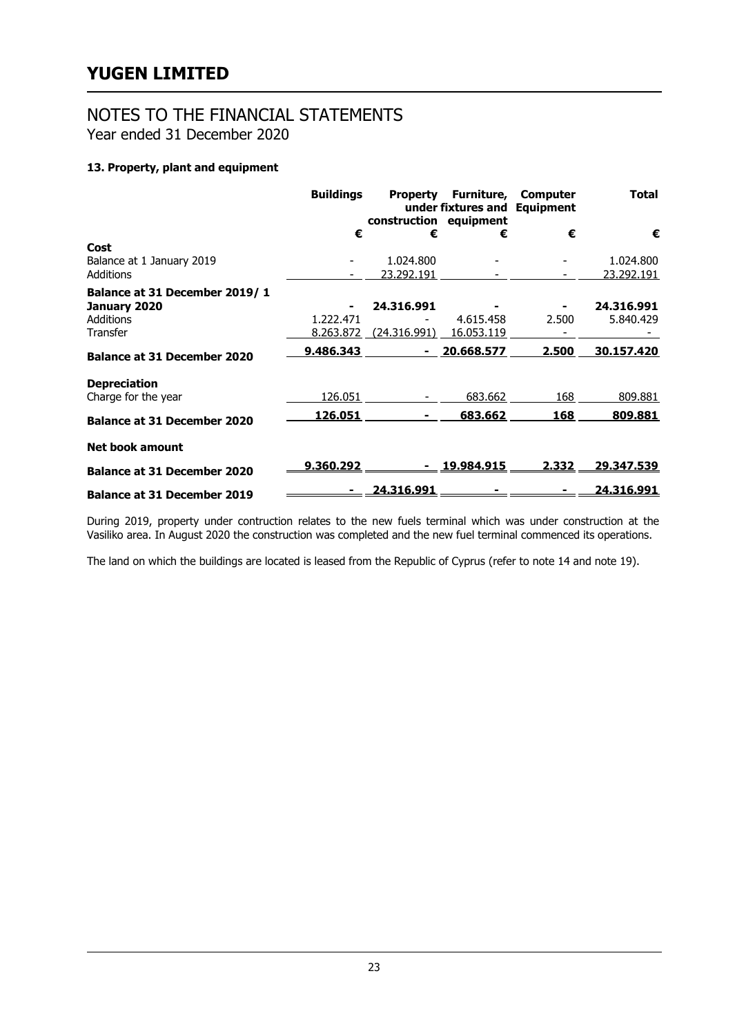# YUGEN LIMITED

## NOTES TO THE FINANCIAL STATEMENTS

Year ended 31 December 2020

### 13. Property, plant and equipment

| | Buildings | Property under construction | Furniture, fixtures and equipment | Computer Equipment | Total |
|---|---|---|---|---|---|
| | € | € | € | € | € |
| **Cost** | | | | | |
| Balance at 1 January 2019 | - | 1.024.800 | - | - | 1.024.800 |
| Additions | - | 23.292.191 | - | - | 23.292.191 |
| **Balance at 31 December 2019/ 1 January 2020** | **-** | **24.316.991** | **-** | **-** | **24.316.991** |
| Additions | 1.222.471 | - | 4.615.458 | 2.500 | 5.840.429 |
| Transfer | 8.263.872 | (24.316.991) | 16.053.119 | - | - |
| **Balance at 31 December 2020** | **9.486.343** | **-** | **20.668.577** | **2.500** | **30.157.420** |
| **Depreciation** | | | | | |
| Charge for the year | 126.051 | - | 683.662 | 168 | 809.881 |
| **Balance at 31 December 2020** | **126.051** | **-** | **683.662** | **168** | **809.881** |
| **Net book amount** | | | | | |
| **Balance at 31 December 2020** | **9.360.292** | **-** | **19.984.915** | **2.332** | **29.347.539** |
| **Balance at 31 December 2019** | **-** | **24.316.991** | **-** | **-** | **24.316.991** |

During 2019, property under contruction relates to the new fuels terminal which was under construction at the Vasiliko area. In August 2020 the construction was completed and the new fuel terminal commenced its operations.

The land on which the buildings are located is leased from the Republic of Cyprus (refer to note 14 and note 19).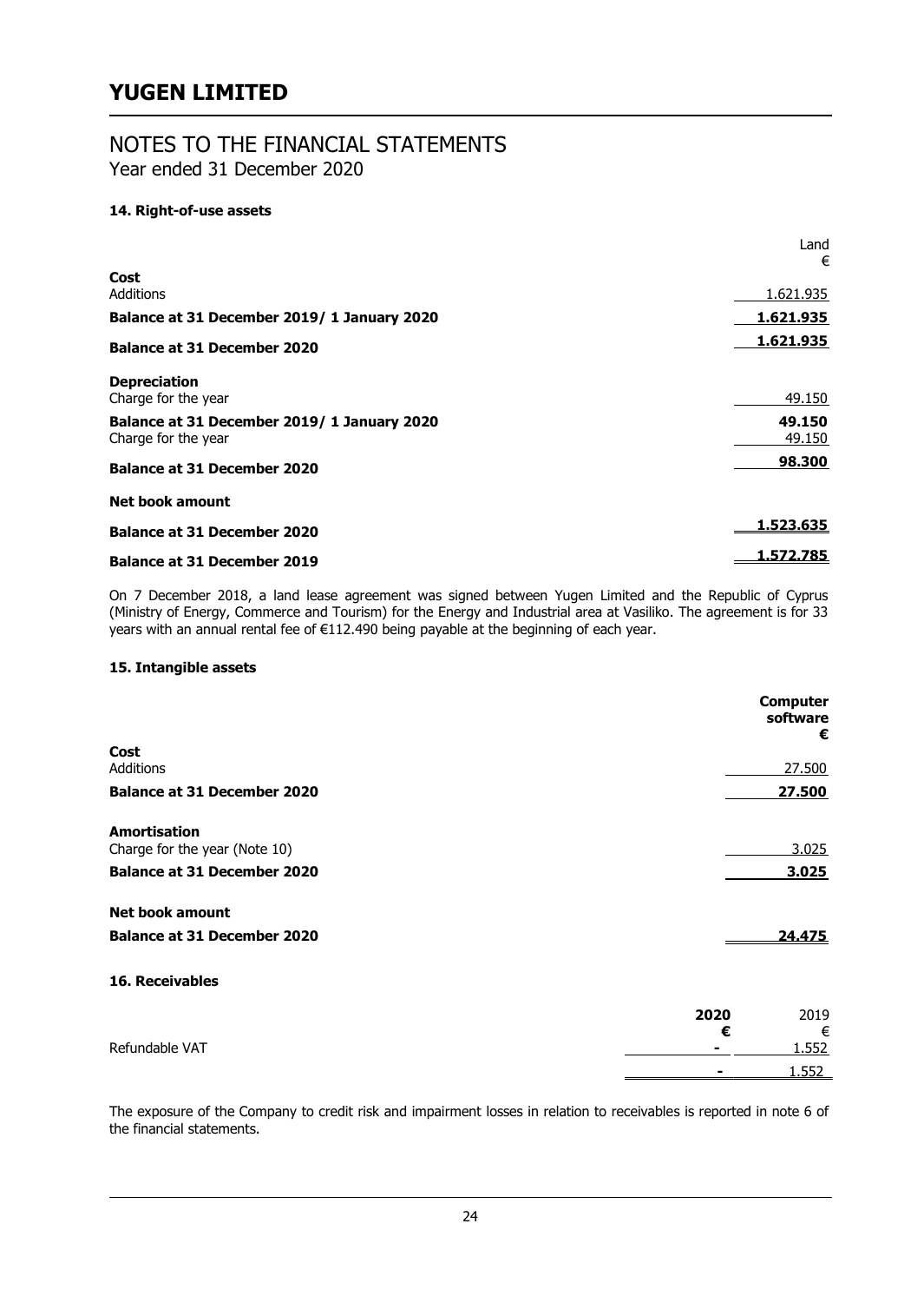# YUGEN LIMITED

## NOTES TO THE FINANCIAL STATEMENTS

Year ended 31 December 2020

### 14. Right-of-use assets

| | Land |
|---|---|
| | € |
| **Cost** | |
| Additions | 1.621.935 |
| **Balance at 31 December 2019/ 1 January 2020** | **1.621.935** |
| **Balance at 31 December 2020** | **1.621.935** |
| **Depreciation** | |
| Charge for the year | 49.150 |
| **Balance at 31 December 2019/ 1 January 2020** | **49.150** |
| Charge for the year | 49.150 |
| **Balance at 31 December 2020** | **98.300** |
| **Net book amount** | |
| **Balance at 31 December 2020** | **1.523.635** |
| **Balance at 31 December 2019** | **1.572.785** |

On 7 December 2018, a land lease agreement was signed between Yugen Limited and the Republic of Cyprus (Ministry of Energy, Commerce and Tourism) for the Energy and Industrial area at Vasiliko. The agreement is for 33 years with an annual rental fee of €112.490 being payable at the beginning of each year.

### 15. Intangible assets

| | **Computer software** |
|---|---|
| | **€** |
| **Cost** | |
| Additions | 27.500 |
| **Balance at 31 December 2020** | **27.500** |
| **Amortisation** | |
| Charge for the year (Note 10) | 3.025 |
| **Balance at 31 December 2020** | **3.025** |
| **Net book amount** | |
| **Balance at 31 December 2020** | **24.475** |

### 16. Receivables

| | **2020** | 2019 |
|---|---|---|
| | **€** | € |
| Refundable VAT | - | 1.552 |
| | - | 1.552 |

The exposure of the Company to credit risk and impairment losses in relation to receivables is reported in note 6 of the financial statements.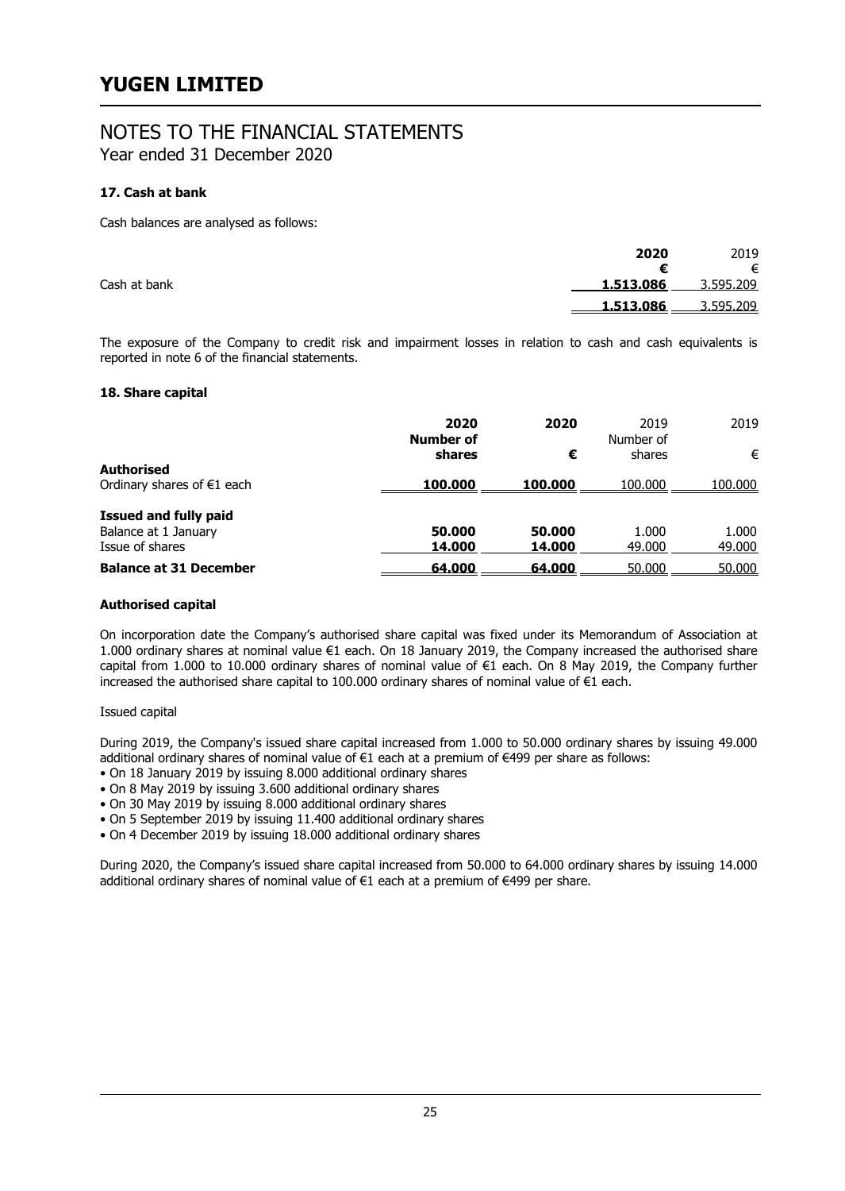# YUGEN LIMITED

## NOTES TO THE FINANCIAL STATEMENTS

Year ended 31 December 2020

### 17. Cash at bank

Cash balances are analysed as follows:

| | 2020 | 2019 |
|---|---|---|
| | € | € |
| Cash at bank | 1.513.086 | 3.595.209 |
| | 1.513.086 | 3.595.209 |

The exposure of the Company to credit risk and impairment losses in relation to cash and cash equivalents is reported in note 6 of the financial statements.

### 18. Share capital

| | 2020 Number of shares | 2020 € | 2019 Number of shares | 2019 € |
|---|---|---|---|---|
| **Authorised** | | | | |
| Ordinary shares of €1 each | 100.000 | 100.000 | 100.000 | 100.000 |
| **Issued and fully paid** | | | | |
| Balance at 1 January | 50.000 | 50.000 | 1.000 | 1.000 |
| Issue of shares | 14.000 | 14.000 | 49.000 | 49.000 |
| **Balance at 31 December** | 64.000 | 64.000 | 50.000 | 50.000 |

**Authorised capital**

On incorporation date the Company's authorised share capital was fixed under its Memorandum of Association at 1.000 ordinary shares at nominal value €1 each. On 18 January 2019, the Company increased the authorised share capital from 1.000 to 10.000 ordinary shares of nominal value of €1 each. On 8 May 2019, the Company further increased the authorised share capital to 100.000 ordinary shares of nominal value of €1 each.

Issued capital

During 2019, the Company's issued share capital increased from 1.000 to 50.000 ordinary shares by issuing 49.000 additional ordinary shares of nominal value of €1 each at a premium of €499 per share as follows:

- On 18 January 2019 by issuing 8.000 additional ordinary shares
- On 8 May 2019 by issuing 3.600 additional ordinary shares
- On 30 May 2019 by issuing 8.000 additional ordinary shares
- On 5 September 2019 by issuing 11.400 additional ordinary shares
- On 4 December 2019 by issuing 18.000 additional ordinary shares

During 2020, the Company's issued share capital increased from 50.000 to 64.000 ordinary shares by issuing 14.000 additional ordinary shares of nominal value of €1 each at a premium of €499 per share.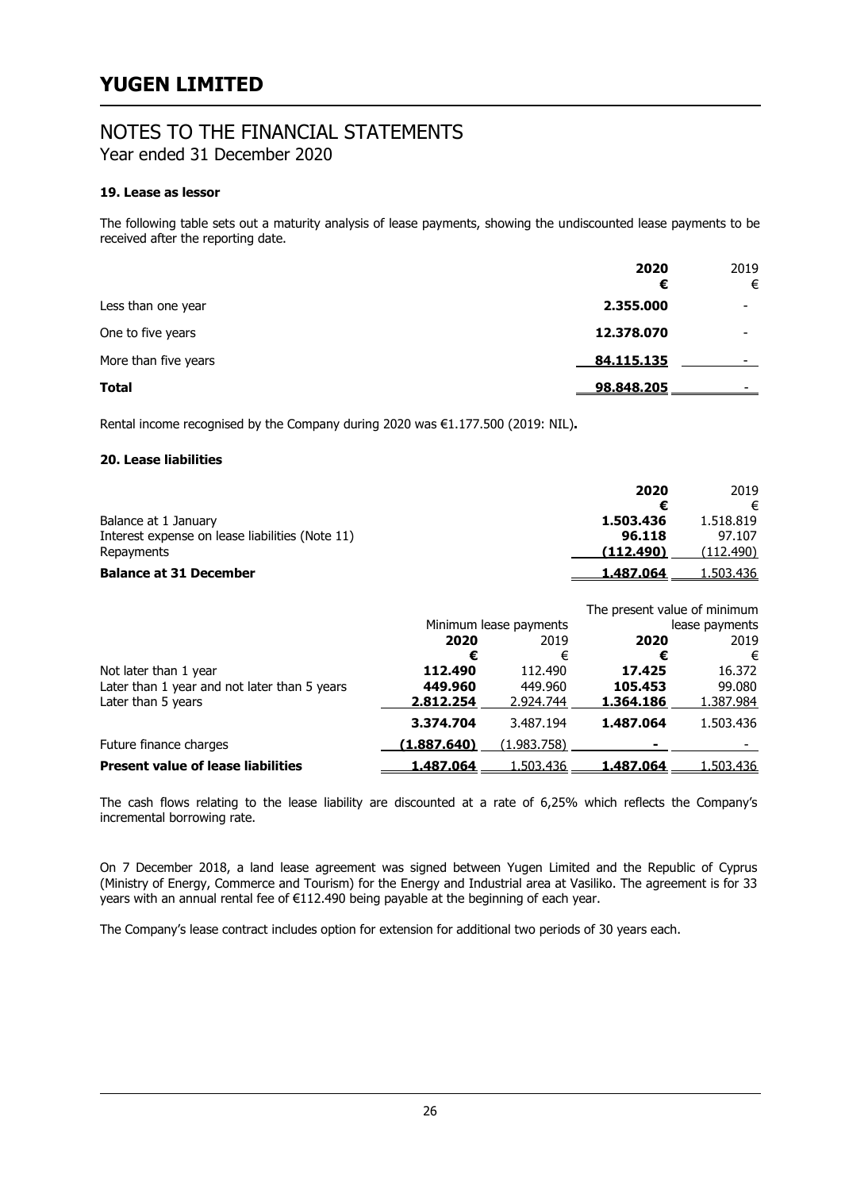# YUGEN LIMITED

## NOTES TO THE FINANCIAL STATEMENTS
Year ended 31 December 2020

### 19. Lease as lessor

The following table sets out a maturity analysis of lease payments, showing the undiscounted lease payments to be received after the reporting date.

| | **2020** | 2019 |
|---|---|---|
| | **€** | € |
| Less than one year | **2.355.000** | - |
| One to five years | **12.378.070** | - |
| More than five years | **84.115.135** | - |
| **Total** | **98.848.205** | - |

Rental income recognised by the Company during 2020 was €1.177.500 (2019: NIL)**.**

### 20. Lease liabilities

| | **2020** | 2019 |
|---|---|---|
| | **€** | € |
| Balance at 1 January | **1.503.436** | 1.518.819 |
| Interest expense on lease liabilities (Note 11) | **96.118** | 97.107 |
| Repayments | **(112.490)** | (112.490) |
| **Balance at 31 December** | **1.487.064** | 1.503.436 |

| | Minimum lease payments | | The present value of minimum lease payments | |
|---|---|---|---|---|
| | **2020** | 2019 | **2020** | 2019 |
| | **€** | € | **€** | € |
| Not later than 1 year | **112.490** | 112.490 | **17.425** | 16.372 |
| Later than 1 year and not later than 5 years | **449.960** | 449.960 | **105.453** | 99.080 |
| Later than 5 years | **2.812.254** | 2.924.744 | **1.364.186** | 1.387.984 |
| | **3.374.704** | 3.487.194 | **1.487.064** | 1.503.436 |
| Future finance charges | **(1.887.640)** | (1.983.758) | **-** | - |
| **Present value of lease liabilities** | **1.487.064** | 1.503.436 | **1.487.064** | 1.503.436 |

The cash flows relating to the lease liability are discounted at a rate of 6,25% which reflects the Company's incremental borrowing rate.

On 7 December 2018, a land lease agreement was signed between Yugen Limited and the Republic of Cyprus (Ministry of Energy, Commerce and Tourism) for the Energy and Industrial area at Vasiliko. The agreement is for 33 years with an annual rental fee of €112.490 being payable at the beginning of each year.

The Company's lease contract includes option for extension for additional two periods of 30 years each.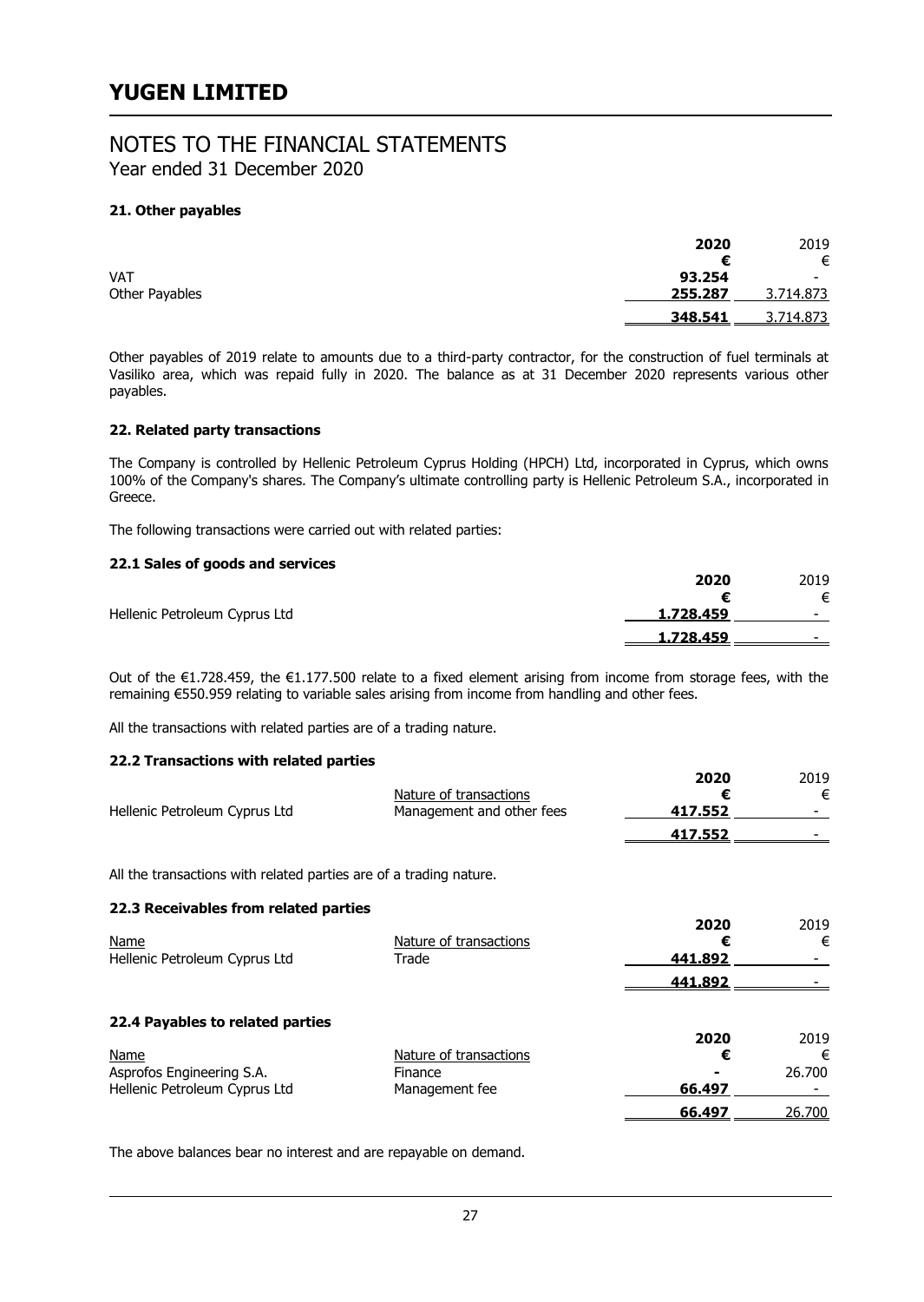# YUGEN LIMITED

## NOTES TO THE FINANCIAL STATEMENTS
Year ended 31 December 2020

### 21. Other payables

| | 2020 | 2019 |
|---|---|---|
| | € | € |
| VAT | 93.254 | - |
| Other Payables | 255.287 | 3.714.873 |
| | **348.541** | 3.714.873 |

Other payables of 2019 relate to amounts due to a third-party contractor, for the construction of fuel terminals at Vasiliko area, which was repaid fully in 2020. The balance as at 31 December 2020 represents various other payables.

### 22. Related party transactions

The Company is controlled by Hellenic Petroleum Cyprus Holding (HPCH) Ltd, incorporated in Cyprus, which owns 100% of the Company's shares. The Company's ultimate controlling party is Hellenic Petroleum S.A., incorporated in Greece.

The following transactions were carried out with related parties:

#### 22.1 Sales of goods and services

| | 2020 | 2019 |
|---|---|---|
| | € | € |
| Hellenic Petroleum Cyprus Ltd | 1.728.459 | - |
| | **1.728.459** | - |

Out of the €1.728.459, the €1.177.500 relate to a fixed element arising from income from storage fees, with the remaining €550.959 relating to variable sales arising from income from handling and other fees.

All the transactions with related parties are of a trading nature.

#### 22.2 Transactions with related parties

| | Nature of transactions | 2020 | 2019 |
|---|---|---|---|
| | | € | € |
| Hellenic Petroleum Cyprus Ltd | Management and other fees | 417.552 | - |
| | | **417.552** | - |

All the transactions with related parties are of a trading nature.

#### 22.3 Receivables from related parties

| Name | Nature of transactions | 2020 | 2019 |
|---|---|---|---|
| | | € | € |
| Hellenic Petroleum Cyprus Ltd | Trade | 441.892 | - |
| | | **441.892** | - |

#### 22.4 Payables to related parties

| Name | Nature of transactions | 2020 | 2019 |
|---|---|---|---|
| | | € | € |
| Asprofos Engineering S.A. | Finance | - | 26.700 |
| Hellenic Petroleum Cyprus Ltd | Management fee | 66.497 | - |
| | | **66.497** | 26.700 |

The above balances bear no interest and are repayable on demand.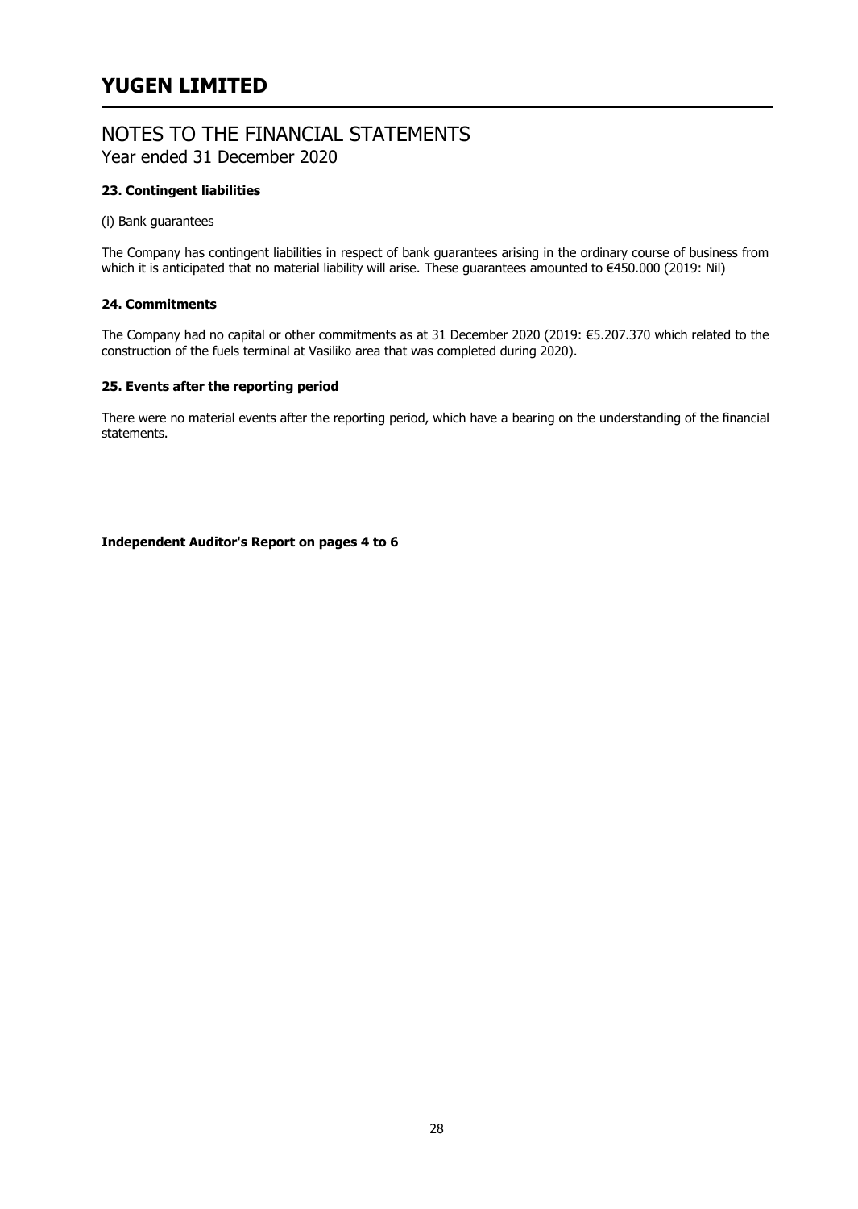# YUGEN LIMITED

## NOTES TO THE FINANCIAL STATEMENTS
Year ended 31 December 2020

### 23. Contingent liabilities

(i) Bank guarantees

The Company has contingent liabilities in respect of bank guarantees arising in the ordinary course of business from which it is anticipated that no material liability will arise. These guarantees amounted to €450.000 (2019: Nil)

### 24. Commitments

The Company had no capital or other commitments as at 31 December 2020 (2019: €5.207.370 which related to the construction of the fuels terminal at Vasiliko area that was completed during 2020).

### 25. Events after the reporting period

There were no material events after the reporting period, which have a bearing on the understanding of the financial statements.

**Independent Auditor's Report on pages 4 to 6**